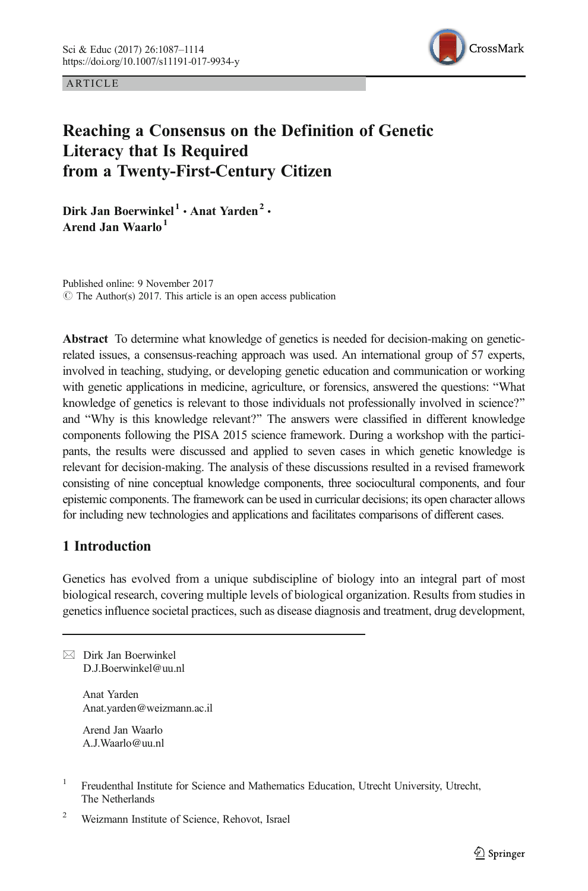ARTICLE

# Reaching a Consensus on the Definition of Genetic Literacy that Is Required from a Twenty-First-Century Citizen

**Dirk Jan Boerwinkel[1] · Anat Yarden[2] · Arend Jan Waarlo[1]**

Published online: 9 November 2017
© The Author(s) 2017. This article is an open access publication

**Abstract** To determine what knowledge of genetics is needed for decision-making on genetic-related issues, a consensus-reaching approach was used. An international group of 57 experts, involved in teaching, studying, or developing genetic education and communication or working with genetic applications in medicine, agriculture, or forensics, answered the questions: "What knowledge of genetics is relevant to those individuals not professionally involved in science?" and "Why is this knowledge relevant?" The answers were classified in different knowledge components following the PISA 2015 science framework. During a workshop with the participants, the results were discussed and applied to seven cases in which genetic knowledge is relevant for decision-making. The analysis of these discussions resulted in a revised framework consisting of nine conceptual knowledge components, three sociocultural components, and four epistemic components. The framework can be used in curricular decisions; its open character allows for including new technologies and applications and facilitates comparisons of different cases.

## 1 Introduction

Genetics has evolved from a unique subdiscipline of biology into an integral part of most biological research, covering multiple levels of biological organization. Results from studies in genetics influence societal practices, such as disease diagnosis and treatment, drug development,

---

✉ Dirk Jan Boerwinkel
D.J.Boerwinkel@uu.nl

Anat Yarden
Anat.yarden@weizmann.ac.il

Arend Jan Waarlo
A.J.Waarlo@uu.nl

[1] Freudenthal Institute for Science and Mathematics Education, Utrecht University, Utrecht, The Netherlands

[2] Weizmann Institute of Science, Rehovot, Israel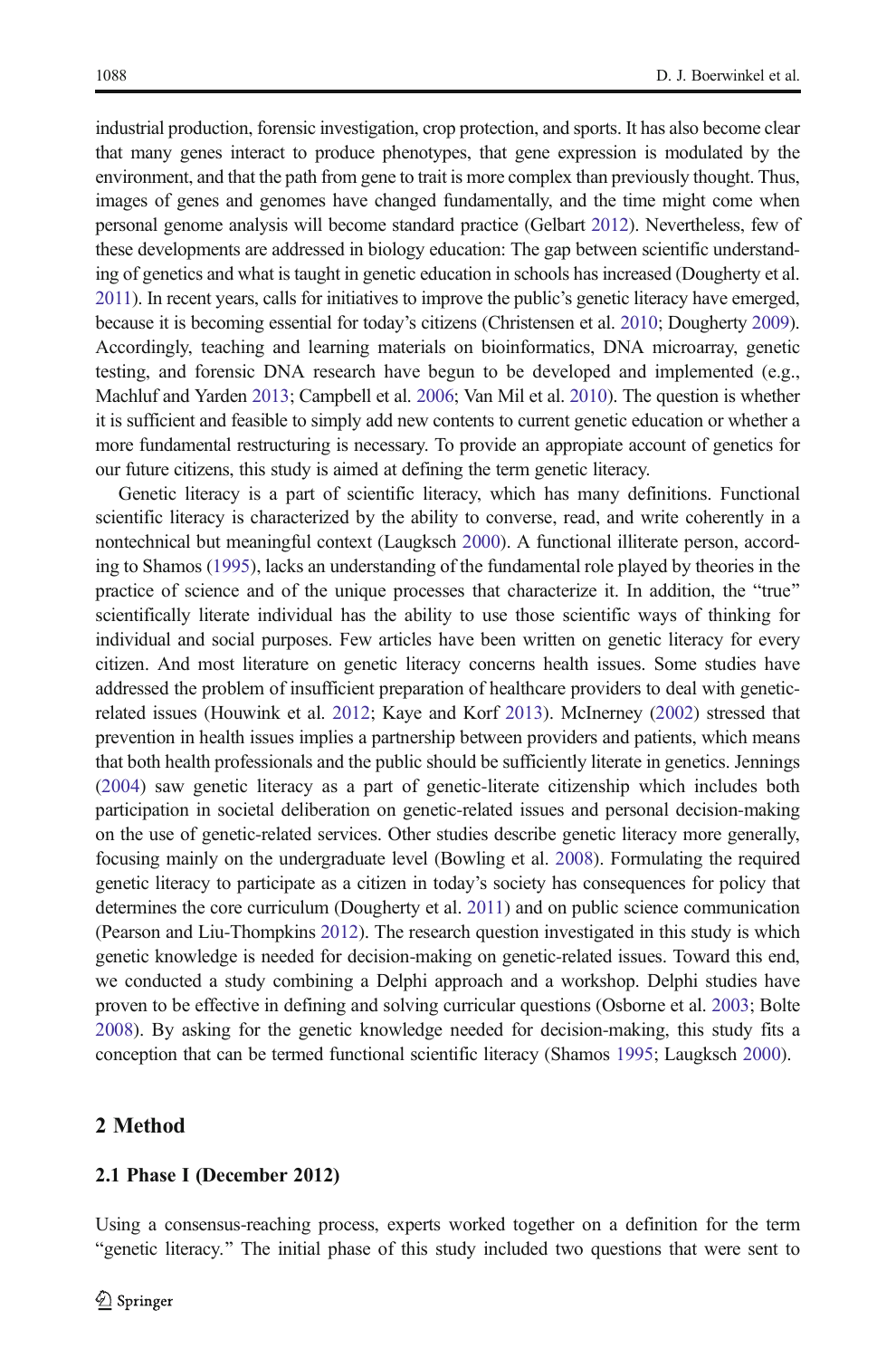industrial production, forensic investigation, crop protection, and sports. It has also become clear that many genes interact to produce phenotypes, that gene expression is modulated by the environment, and that the path from gene to trait is more complex than previously thought. Thus, images of genes and genomes have changed fundamentally, and the time might come when personal genome analysis will become standard practice (Gelbart 2012). Nevertheless, few of these developments are addressed in biology education: The gap between scientific understanding of genetics and what is taught in genetic education in schools has increased (Dougherty et al. 2011). In recent years, calls for initiatives to improve the public's genetic literacy have emerged, because it is becoming essential for today's citizens (Christensen et al. 2010; Dougherty 2009). Accordingly, teaching and learning materials on bioinformatics, DNA microarray, genetic testing, and forensic DNA research have begun to be developed and implemented (e.g., Machluf and Yarden 2013; Campbell et al. 2006; Van Mil et al. 2010). The question is whether it is sufficient and feasible to simply add new contents to current genetic education or whether a more fundamental restructuring is necessary. To provide an appropiate account of genetics for our future citizens, this study is aimed at defining the term genetic literacy.

Genetic literacy is a part of scientific literacy, which has many definitions. Functional scientific literacy is characterized by the ability to converse, read, and write coherently in a nontechnical but meaningful context (Laugksch 2000). A functional illiterate person, according to Shamos (1995), lacks an understanding of the fundamental role played by theories in the practice of science and of the unique processes that characterize it. In addition, the "true" scientifically literate individual has the ability to use those scientific ways of thinking for individual and social purposes. Few articles have been written on genetic literacy for every citizen. And most literature on genetic literacy concerns health issues. Some studies have addressed the problem of insufficient preparation of healthcare providers to deal with genetic-related issues (Houwink et al. 2012; Kaye and Korf 2013). McInerney (2002) stressed that prevention in health issues implies a partnership between providers and patients, which means that both health professionals and the public should be sufficiently literate in genetics. Jennings (2004) saw genetic literacy as a part of genetic-literate citizenship which includes both participation in societal deliberation on genetic-related issues and personal decision-making on the use of genetic-related services. Other studies describe genetic literacy more generally, focusing mainly on the undergraduate level (Bowling et al. 2008). Formulating the required genetic literacy to participate as a citizen in today's society has consequences for policy that determines the core curriculum (Dougherty et al. 2011) and on public science communication (Pearson and Liu-Thompkins 2012). The research question investigated in this study is which genetic knowledge is needed for decision-making on genetic-related issues. Toward this end, we conducted a study combining a Delphi approach and a workshop. Delphi studies have proven to be effective in defining and solving curricular questions (Osborne et al. 2003; Bolte 2008). By asking for the genetic knowledge needed for decision-making, this study fits a conception that can be termed functional scientific literacy (Shamos 1995; Laugksch 2000).

## 2 Method

### 2.1 Phase I (December 2012)

Using a consensus-reaching process, experts worked together on a definition for the term "genetic literacy." The initial phase of this study included two questions that were sent to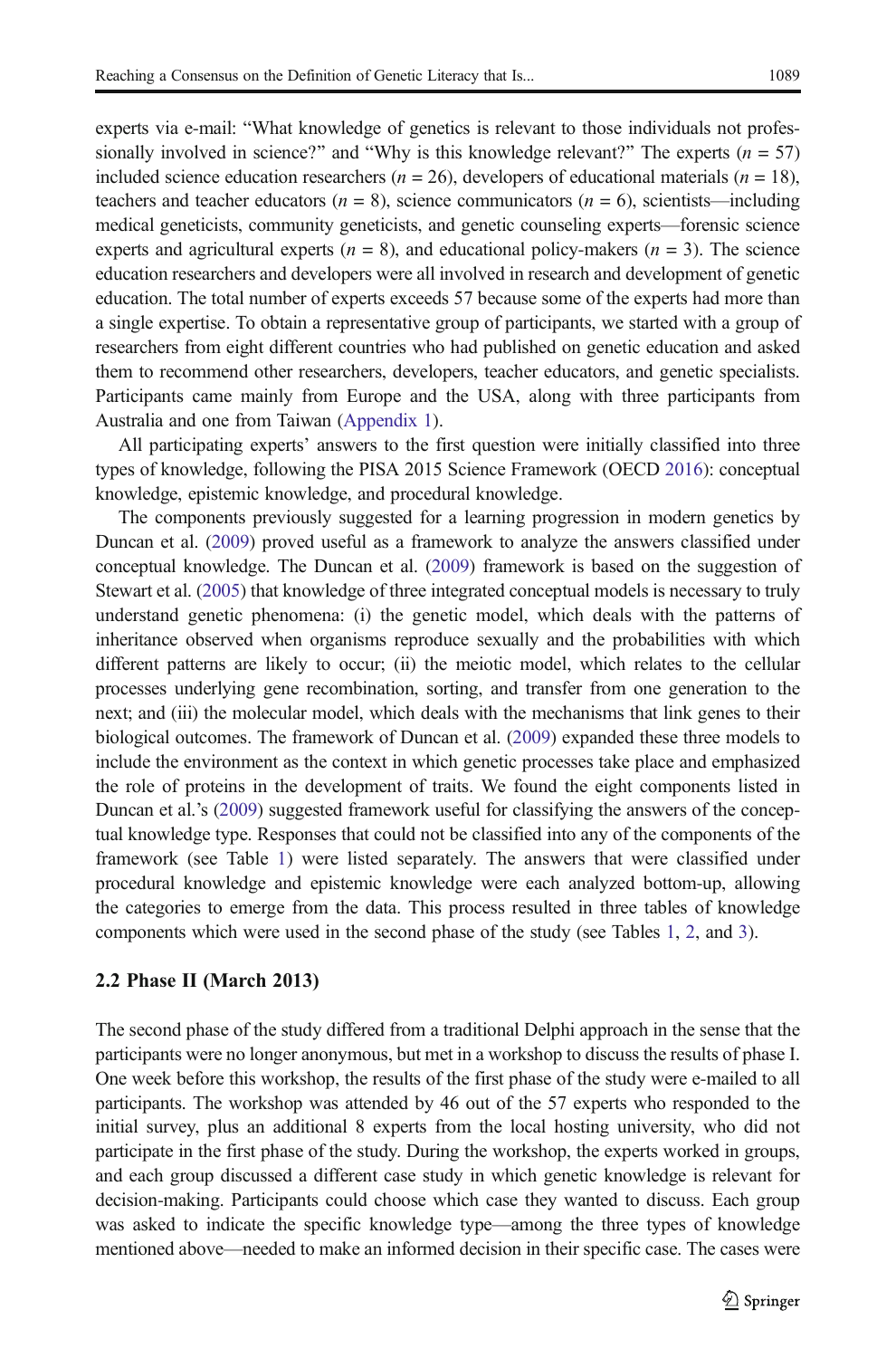experts via e-mail: "What knowledge of genetics is relevant to those individuals not professionally involved in science?" and "Why is this knowledge relevant?" The experts ($n = 57$) included science education researchers ($n = 26$), developers of educational materials ($n = 18$), teachers and teacher educators ($n = 8$), science communicators ($n = 6$), scientists—including medical geneticists, community geneticists, and genetic counseling experts—forensic science experts and agricultural experts ($n = 8$), and educational policy-makers ($n = 3$). The science education researchers and developers were all involved in research and development of genetic education. The total number of experts exceeds 57 because some of the experts had more than a single expertise. To obtain a representative group of participants, we started with a group of researchers from eight different countries who had published on genetic education and asked them to recommend other researchers, developers, teacher educators, and genetic specialists. Participants came mainly from Europe and the USA, along with three participants from Australia and one from Taiwan (Appendix 1).

All participating experts' answers to the first question were initially classified into three types of knowledge, following the PISA 2015 Science Framework (OECD 2016): conceptual knowledge, epistemic knowledge, and procedural knowledge.

The components previously suggested for a learning progression in modern genetics by Duncan et al. (2009) proved useful as a framework to analyze the answers classified under conceptual knowledge. The Duncan et al. (2009) framework is based on the suggestion of Stewart et al. (2005) that knowledge of three integrated conceptual models is necessary to truly understand genetic phenomena: (i) the genetic model, which deals with the patterns of inheritance observed when organisms reproduce sexually and the probabilities with which different patterns are likely to occur; (ii) the meiotic model, which relates to the cellular processes underlying gene recombination, sorting, and transfer from one generation to the next; and (iii) the molecular model, which deals with the mechanisms that link genes to their biological outcomes. The framework of Duncan et al. (2009) expanded these three models to include the environment as the context in which genetic processes take place and emphasized the role of proteins in the development of traits. We found the eight components listed in Duncan et al.'s (2009) suggested framework useful for classifying the answers of the conceptual knowledge type. Responses that could not be classified into any of the components of the framework (see Table 1) were listed separately. The answers that were classified under procedural knowledge and epistemic knowledge were each analyzed bottom-up, allowing the categories to emerge from the data. This process resulted in three tables of knowledge components which were used in the second phase of the study (see Tables 1, 2, and 3).

### 2.2 Phase II (March 2013)

The second phase of the study differed from a traditional Delphi approach in the sense that the participants were no longer anonymous, but met in a workshop to discuss the results of phase I. One week before this workshop, the results of the first phase of the study were e-mailed to all participants. The workshop was attended by 46 out of the 57 experts who responded to the initial survey, plus an additional 8 experts from the local hosting university, who did not participate in the first phase of the study. During the workshop, the experts worked in groups, and each group discussed a different case study in which genetic knowledge is relevant for decision-making. Participants could choose which case they wanted to discuss. Each group was asked to indicate the specific knowledge type—among the three types of knowledge mentioned above—needed to make an informed decision in their specific case. The cases were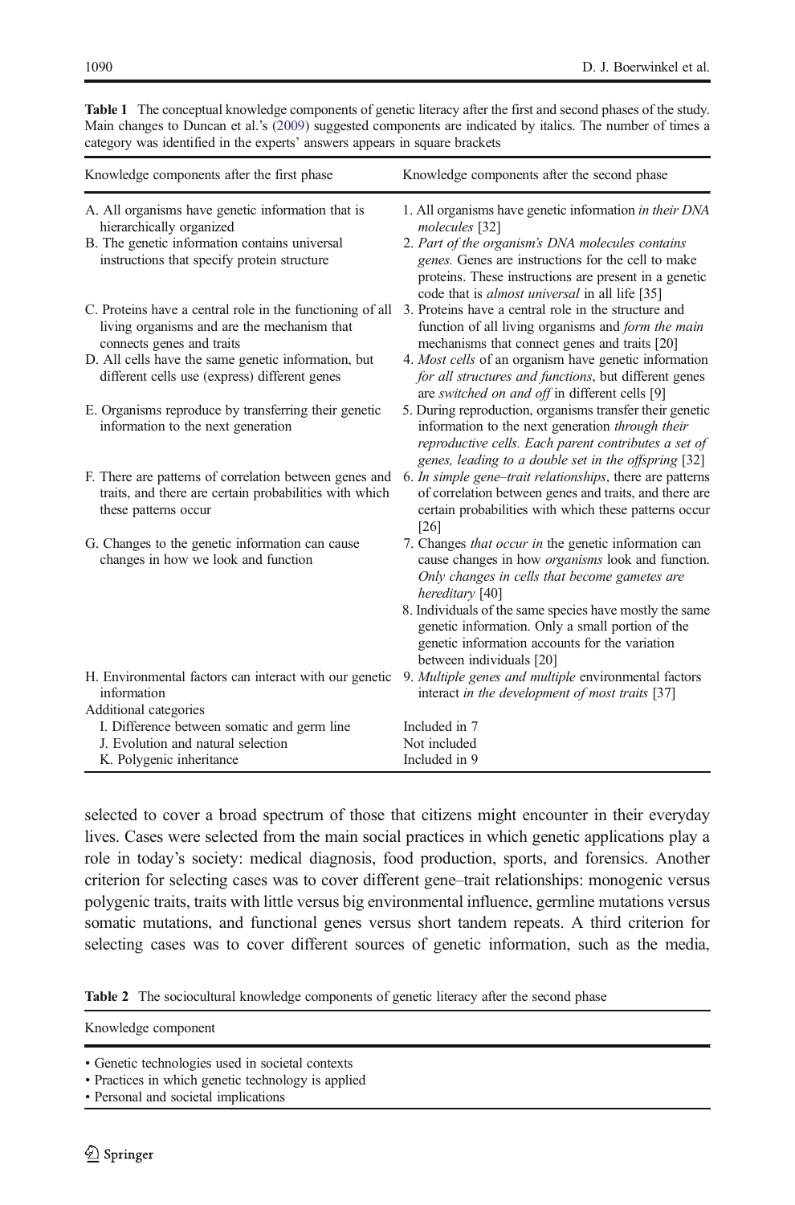**Table 1** The conceptual knowledge components of genetic literacy after the first and second phases of the study. Main changes to Duncan et al.'s (2009) suggested components are indicated by italics. The number of times a category was identified in the experts' answers appears in square brackets

| Knowledge components after the first phase | Knowledge components after the second phase |
|---|---|
| A. All organisms have genetic information that is hierarchically organized | 1. All organisms have genetic information *in their DNA molecules* [32] |
| B. The genetic information contains universal instructions that specify protein structure | 2. *Part of the organism's DNA molecules contains genes.* Genes are instructions for the cell to make proteins. These instructions are present in a genetic code that is *almost universal* in all life [35] |
| C. Proteins have a central role in the functioning of all living organisms and are the mechanism that connects genes and traits | 3. Proteins have a central role in the structure and function of all living organisms and *form the main* mechanisms that connect genes and traits [20] |
| D. All cells have the same genetic information, but different cells use (express) different genes | 4. *Most cells* of an organism have genetic information *for all structures and functions*, but different genes are *switched on and off* in different cells [9] |
| E. Organisms reproduce by transferring their genetic information to the next generation | 5. During reproduction, organisms transfer their genetic information to the next generation *through their reproductive cells. Each parent contributes a set of genes, leading to a double set in the offspring* [32] |
| F. There are patterns of correlation between genes and traits, and there are certain probabilities with which these patterns occur | 6. *In simple gene–trait relationships*, there are patterns of correlation between genes and traits, and there are certain probabilities with which these patterns occur [26] |
| G. Changes to the genetic information can cause changes in how we look and function | 7. Changes *that occur in* the genetic information can cause changes in how *organisms* look and function. *Only changes in cells that become gametes are hereditary* [40] |
| | 8. Individuals of the same species have mostly the same genetic information. Only a small portion of the genetic information accounts for the variation between individuals [20] |
| H. Environmental factors can interact with our genetic information | 9. *Multiple genes and multiple* environmental factors interact *in the development of most traits* [37] |
| Additional categories | |
| I. Difference between somatic and germ line | Included in 7 |
| J. Evolution and natural selection | Not included |
| K. Polygenic inheritance | Included in 9 |

selected to cover a broad spectrum of those that citizens might encounter in their everyday lives. Cases were selected from the main social practices in which genetic applications play a role in today's society: medical diagnosis, food production, sports, and forensics. Another criterion for selecting cases was to cover different gene–trait relationships: monogenic versus polygenic traits, traits with little versus big environmental influence, germline mutations versus somatic mutations, and functional genes versus short tandem repeats. A third criterion for selecting cases was to cover different sources of genetic information, such as the media,

**Table 2** The sociocultural knowledge components of genetic literacy after the second phase

| Knowledge component |
|---|
| • Genetic technologies used in societal contexts |
| • Practices in which genetic technology is applied |
| • Personal and societal implications |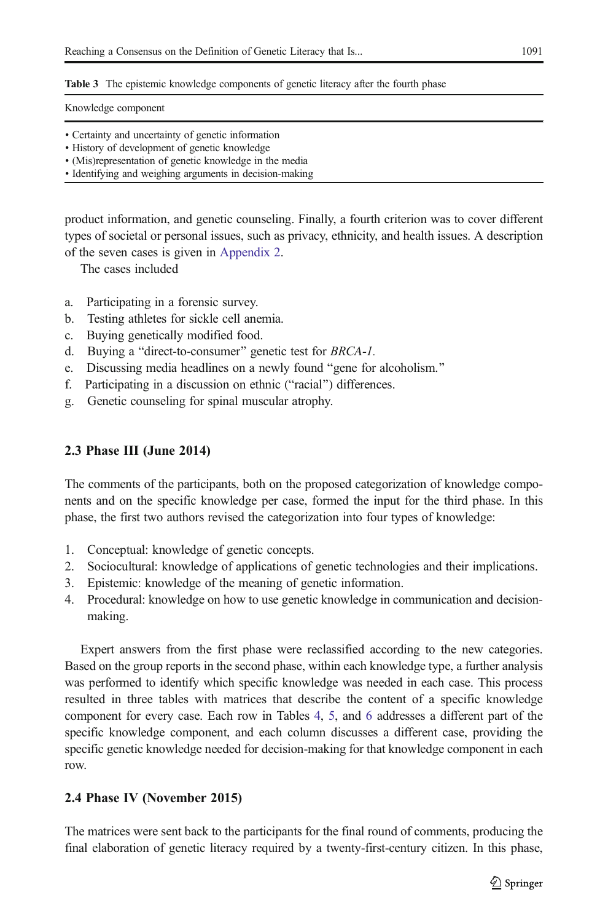Table 3 The epistemic knowledge components of genetic literacy after the fourth phase

| Knowledge component |
| --- |
| • Certainty and uncertainty of genetic information<br>• History of development of genetic knowledge<br>• (Mis)representation of genetic knowledge in the media<br>• Identifying and weighing arguments in decision-making |

product information, and genetic counseling. Finally, a fourth criterion was to cover different types of societal or personal issues, such as privacy, ethnicity, and health issues. A description of the seven cases is given in Appendix 2.

The cases included

a. Participating in a forensic survey.
b. Testing athletes for sickle cell anemia.
c. Buying genetically modified food.
d. Buying a "direct-to-consumer" genetic test for *BRCA-1*.
e. Discussing media headlines on a newly found "gene for alcoholism."
f. Participating in a discussion on ethnic ("racial") differences.
g. Genetic counseling for spinal muscular atrophy.

### 2.3 Phase III (June 2014)

The comments of the participants, both on the proposed categorization of knowledge components and on the specific knowledge per case, formed the input for the third phase. In this phase, the first two authors revised the categorization into four types of knowledge:

1. Conceptual: knowledge of genetic concepts.
2. Sociocultural: knowledge of applications of genetic technologies and their implications.
3. Epistemic: knowledge of the meaning of genetic information.
4. Procedural: knowledge on how to use genetic knowledge in communication and decision-making.

Expert answers from the first phase were reclassified according to the new categories. Based on the group reports in the second phase, within each knowledge type, a further analysis was performed to identify which specific knowledge was needed in each case. This process resulted in three tables with matrices that describe the content of a specific knowledge component for every case. Each row in Tables 4, 5, and 6 addresses a different part of the specific knowledge component, and each column discusses a different case, providing the specific genetic knowledge needed for decision-making for that knowledge component in each row.

### 2.4 Phase IV (November 2015)

The matrices were sent back to the participants for the final round of comments, producing the final elaboration of genetic literacy required by a twenty-first-century citizen. In this phase,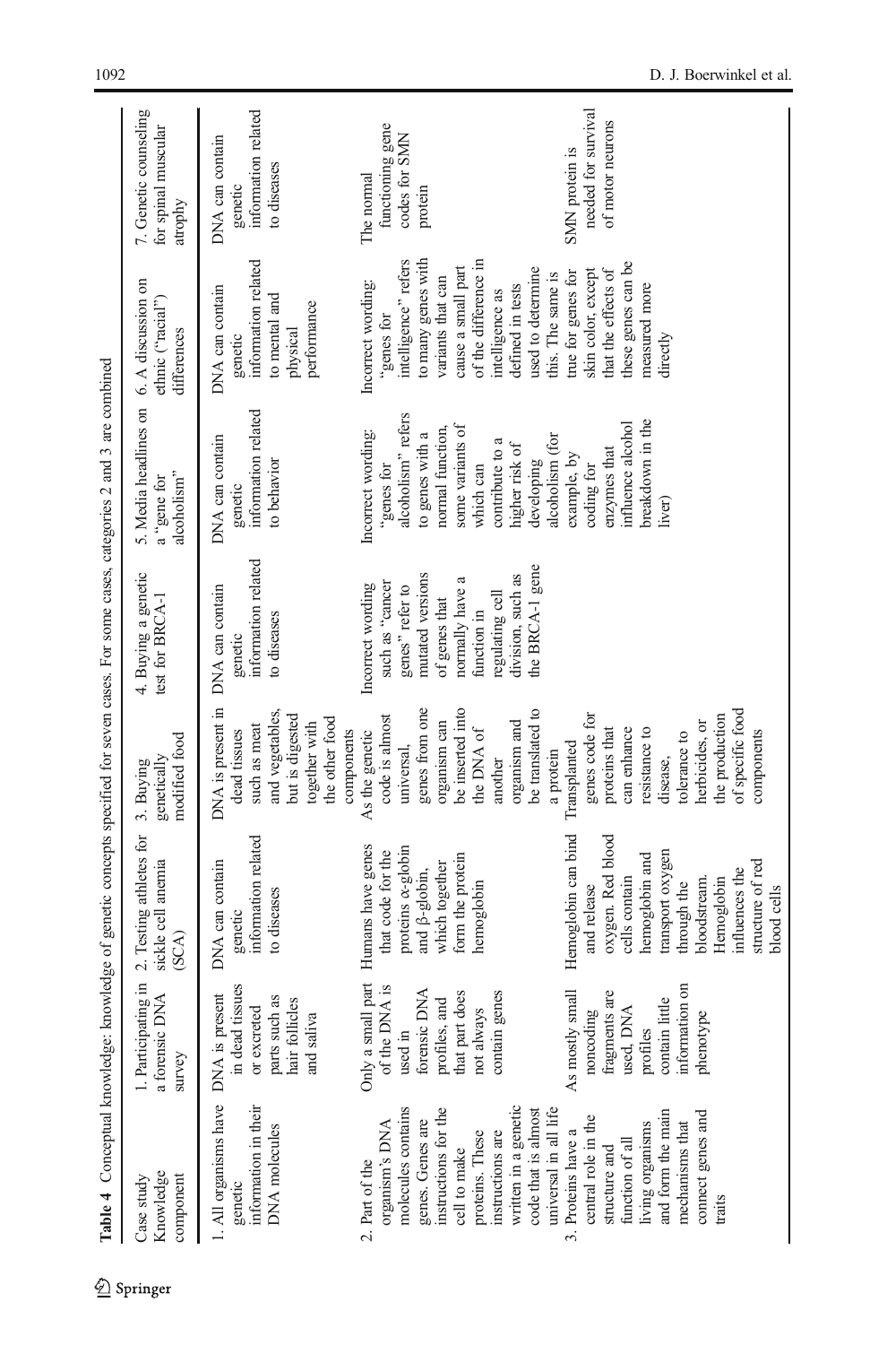**Table 4** Conceptual knowledge: knowledge of genetic concepts specified for seven cases. For some cases, categories 2 and 3 are combined

| Case study Knowledge component | 1. Participating in a forensic DNA survey | 2. Testing athletes for sickle cell anemia (SCA) | 3. Buying genetically modified food | 4. Buying a genetic test for BRCA-1 | 5. Media headlines on a "gene for alcoholism" | 6. A discussion on ethnic ("racial") differences | 7. Genetic counseling for spinal muscular atrophy |
|---|---|---|---|---|---|---|---|
| 1. All organisms have genetic information in their DNA molecules | DNA is present in dead tissues or excreted parts such as hair follicles and saliva | DNA can contain genetic information related to diseases | DNA is present in dead tissues such as meat and vegetables, but is digested together with the other food components | DNA can contain genetic information related to diseases | DNA can contain genetic information related to behavior | DNA can contain genetic information related to mental and physical performance | DNA can contain genetic information related to diseases |
| 2. Part of the organism's DNA molecules contains genes. Genes are instructions for the cell to make proteins. These instructions are written in a genetic code that is almost universal in all life | Only a small part of the DNA is used in forensic DNA profiles, and that part does not always contain genes | Humans have genes that code for the proteins α-globin and β-globin, which together form the protein hemoglobin | As the genetic code is almost universal, genes from one organism can be inserted into the DNA of another organism and be translated to a protein | Incorrect wording such as "cancer genes" refer to mutated versions of genes that normally have a function in regulating cell division, such as the BRCA-1 gene | Incorrect wording: "genes for alcoholism" refers to genes with a normal function, some variants of which can contribute to a higher risk of developing alcoholism (for example, by coding for enzymes that influence alcohol breakdown in the liver) | Incorrect wording: "genes for intelligence" refers to many genes with variants that can cause a small part of the difference in intelligence as defined in tests used to determine this. The same is true for genes for skin color, except that the effects of these genes can be measured more directly | The normal functioning gene codes for SMN protein |
| 3. Proteins have a central role in the structure and function of all living organisms and form the main mechanisms that connect genes and traits | As mostly small noncoding fragments are used, DNA profiles contain little information on phenotype | Hemoglobin can bind and release oxygen. Red blood cells contain hemoglobin and transport oxygen through the bloodstream. Hemoglobin influences the structure of red blood cells | Transplanted genes code for proteins that can enhance resistance to disease, tolerance to herbicides, or the production of specific food components | | | | SMN protein is needed for survival of motor neurons |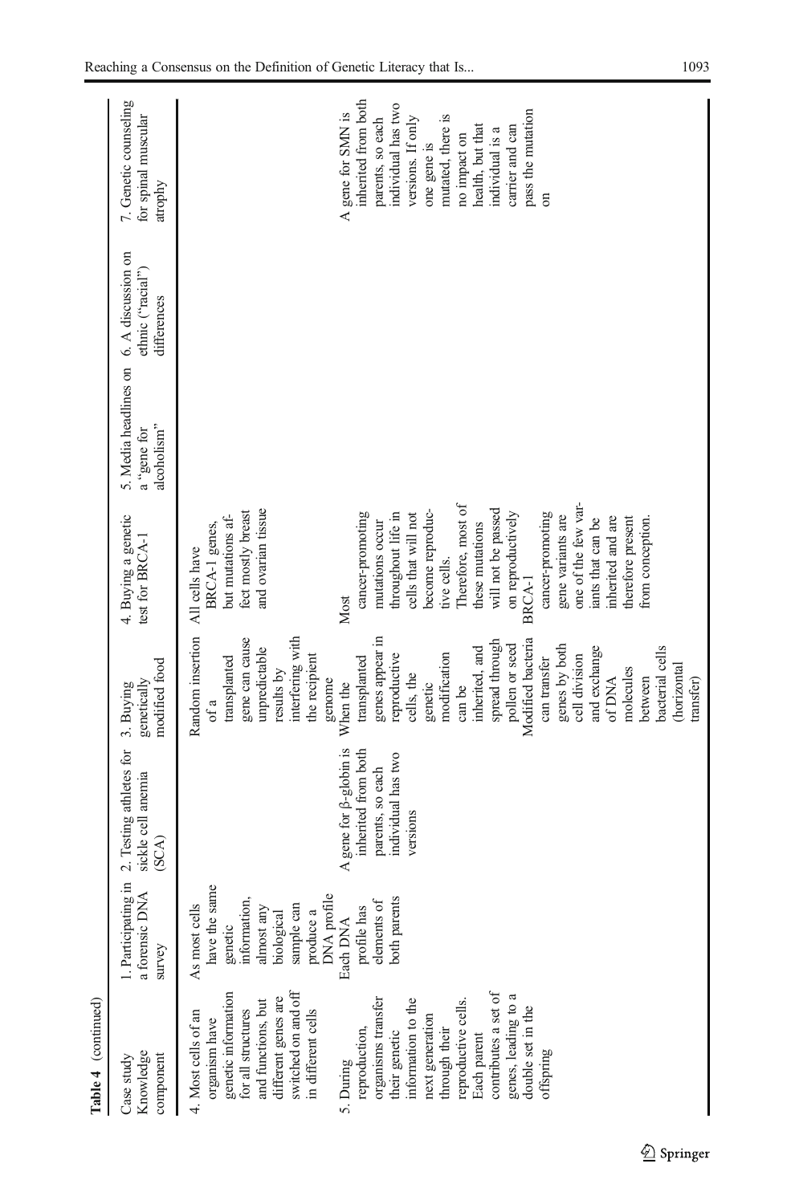**Table 4** (continued)

| Case study<br>Knowledge component | 1. Participating in a forensic DNA survey | 2. Testing athletes for sickle cell anemia (SCA) | 3. Buying genetically modified food | 4. Buying a genetic test for BRCA-1 | 5. Media headlines on a "gene for alcoholism" | 6. A discussion on ethnic ("racial") differences | 7. Genetic counseling for spinal muscular atrophy |
|---|---|---|---|---|---|---|---|
| 4. Most cells of an organism have genetic information for all structures and functions, but different genes are switched on and off in different cells | As most cells have the same genetic information, almost any biological sample can produce a DNA profile | | Random insertion of a transplanted gene can cause unpredictable results by interfering with the recipient genome | All cells have BRCA-1 genes, but mutations affect mostly breast and ovarian tissue | | | |
| 5. During reproduction, organisms transfer their genetic information to the next generation through their reproductive cells. Each parent contributes a set of genes, leading to a double set in the offspring | Each DNA profile has elements of both parents | A gene for β-globin is inherited from both parents, so each individual has two versions | When the transplanted genes appear in reproductive cells, the genetic modification can be inherited, and spread through pollen or seed<br>Modified bacteria can transfer genes by both cell division and exchange of DNA molecules between bacterial cells (horizontal transfer) | Most cancer-promoting mutations occur throughout life in cells that will not become reproductive cells. Therefore, most of these mutations will not be passed on reproductively<br>BRCA-1 cancer-promoting gene variants are one of the few variants that can be inherited and are therefore present from conception. | | | A gene for SMN is inherited from both parents, so each individual has two versions. If only one gene is mutated, there is no impact on health, but that individual is a carrier and can pass the mutation on |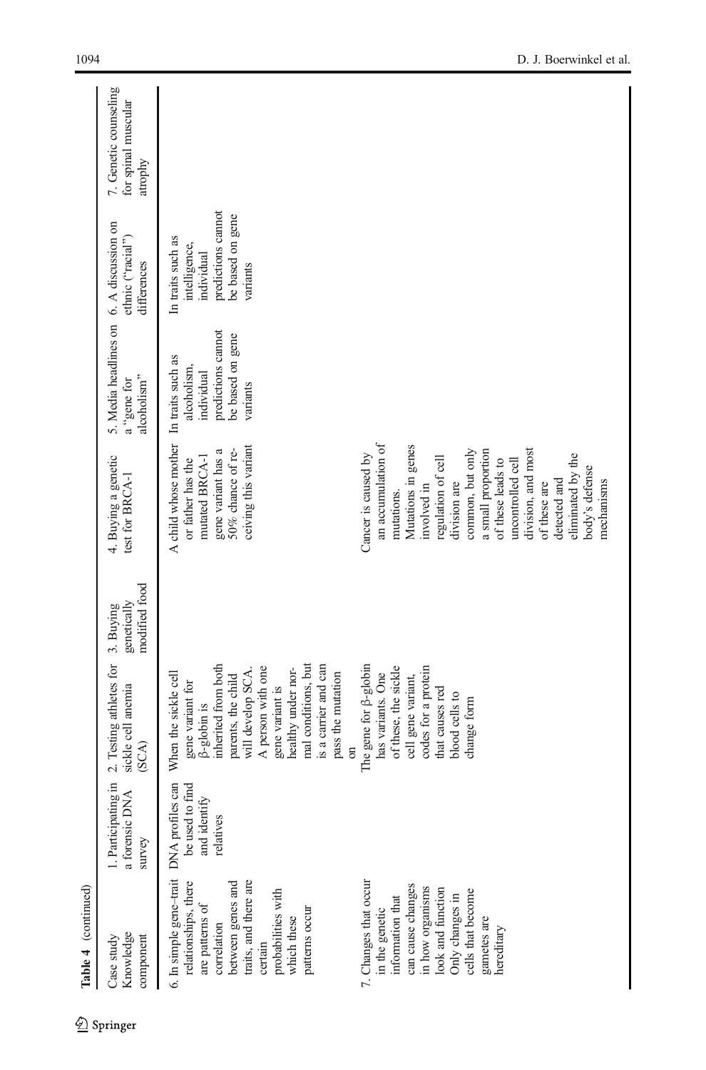**Table 4** (continued)

| Case study / Knowledge component | 1. Participating in a forensic DNA survey | 2. Testing athletes for sickle cell anemia (SCA) | 3. Buying genetically modified food | 4. Buying a genetic test for BRCA-1 | 5. Media headlines on a "gene for alcoholism" | 6. A discussion on ethnic ("racial") differences | 7. Genetic counseling for spinal muscular atrophy |
|---|---|---|---|---|---|---|---|
| 6. In simple gene–trait relationships, there are patterns of correlation between genes and traits, and there are certain probabilities with which these patterns occur | DNA profiles can be used to find and identify relatives | When the sickle cell gene variant for β-globin is inherited from both parents, the child will develop SCA. A person with one gene variant is healthy under normal conditions, but is a carrier and can pass the mutation on | | A child whose mother or father has the mutated BRCA-1 gene variant has a 50% chance of receiving this variant | In traits such as alcoholism, individual predictions cannot be based on gene variants | In traits such as intelligence, individual predictions cannot be based on gene variants | |
| 7. Changes that occur in the genetic information that can cause changes in how organisms look and function Only changes in cells that become gametes are hereditary | | The gene for β-globin has variants. One of these, the sickle cell gene variant, codes for a protein that causes red blood cells to change form | | Cancer is caused by an accumulation of mutations. Mutations in genes involved in regulation of cell division are common, but only a small proportion of these leads to uncontrolled cell division, and most of these are detected and eliminated by the body's defense mechanisms | | | |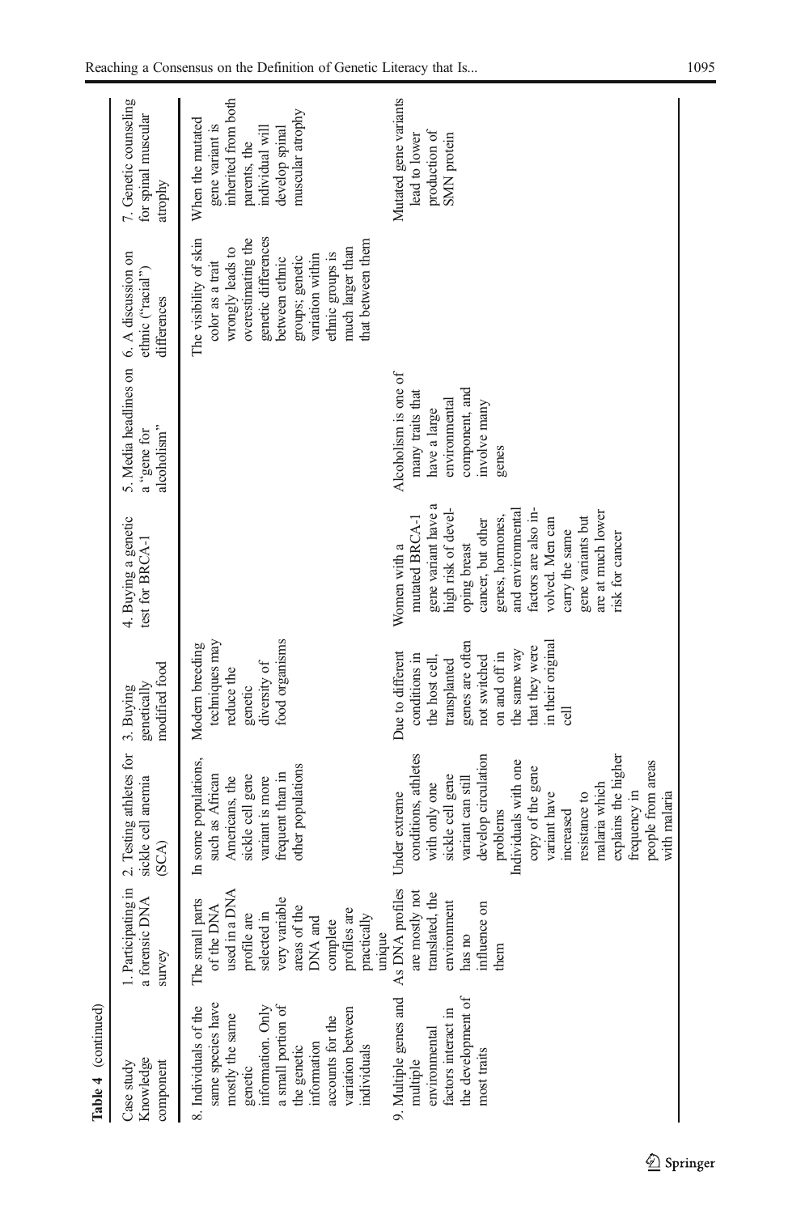**Table 4** (continued)

| Case study Knowledge component | 1. Participating in a forensic DNA survey | 2. Testing athletes for sickle cell anemia (SCA) | 3. Buying genetically modified food | 4. Buying a genetic test for BRCA-1 | 5. Media headlines on a "gene for alcoholism" | 6. A discussion on ethnic ("racial") differences | 7. Genetic counseling for spinal muscular atrophy |
|---|---|---|---|---|---|---|---|
| 8. Individuals of the same species have mostly the same genetic information. Only a small portion of the genetic information accounts for the variation between individuals | The small parts of the DNA used in a DNA profile are selected in very variable areas of the DNA and complete profiles are practically unique | In some populations, such as African Americans, the sickle cell gene variant is more frequent than in other populations | Modern breeding techniques may reduce the genetic diversity of food organisms | | | The visibility of skin color as a trait wrongly leads to overestimating the genetic differences between ethnic groups; genetic variation within ethnic groups is much larger than that between them | When the mutated gene variant is inherited from both parents, the individual will develop spinal muscular atrophy |
| 9. Multiple genes and multiple environmental factors interact in the development of most traits | As DNA profiles are mostly not translated, the environment has no influence on them | Under extreme conditions, athletes with only one sickle cell gene variant can still develop circulation problems Individuals with one copy of the gene variant have increased resistance to malaria which explains the higher frequency in people from areas with malaria | Due to different conditions in the host cell, transplanted genes are often not switched on and off in the same way that they were in their original cell | Women with a mutated BRCA-1 gene variant have a high risk of developing breast cancer, but other genes, hormones, and environmental factors are also involved. Men can carry the same gene variants but are at much lower risk for cancer | Alcoholism is one of many traits that have a large environmental component, and involve many genes | | Mutated gene variants lead to lower production of SMN protein |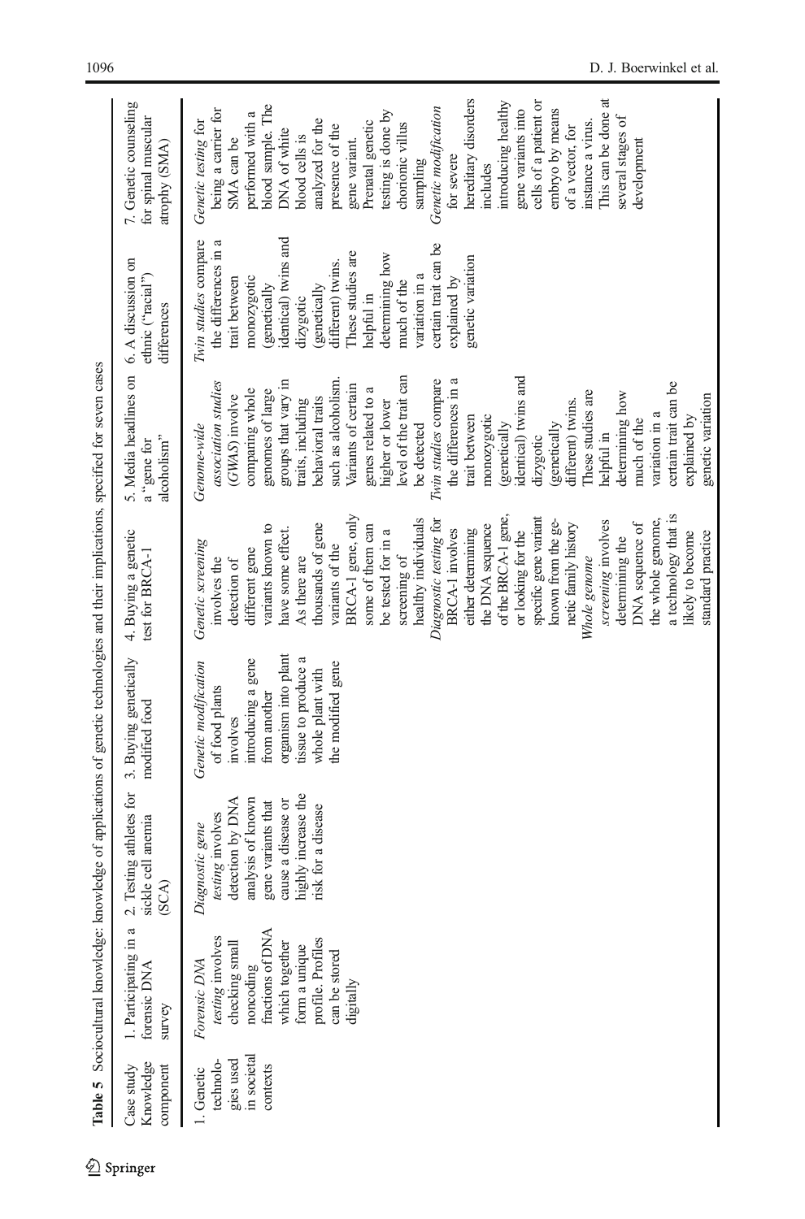**Table 5** Sociocultural knowledge: knowledge of applications of genetic technologies and their implications, specified for seven cases

| Case study Knowledge component | 1. Participating in a forensic DNA survey | 2. Testing athletes for sickle cell anemia (SCA) | 3. Buying genetically modified food | 4. Buying a genetic test for BRCA-1 | 5. Media headlines on a "gene for alcoholism" | 6. A discussion on ethnic ("racial") differences | 7. Genetic counseling for spinal muscular atrophy (SMA) |
|---|---|---|---|---|---|---|---|
| 1. Genetic technologies used in societal contexts | *Forensic DNA testing* involves checking small noncoding fractions of DNA which together form a unique profile. Profiles can be stored digitally | *Diagnostic gene testing* involves detection by DNA analysis of known gene variants that cause a disease or highly increase the risk for a disease | *Genetic modification* of food plants involves introducing a gene from another organism into plant tissue to produce a whole plant with the modified gene | *Genetic screening* involves the detection of different gene variants known to have some effect. As there are thousands of gene variants of the BRCA-1 gene, only some of them can be tested for in a screening of healthy individuals<br>*Diagnostic testing* for BRCA-1 involves either determining the DNA sequence of the BRCA-1 gene, or looking for the specific gene variant known from the genetic family history<br>*Whole genome screening* involves determining the DNA sequence of the whole genome, a technology that is likely to become standard practice | *Genome-wide association studies* (*GWAS*) involve comparing whole genomes of large groups that vary in traits, including behavioral traits such as alcoholism. Variants of certain genes related to a higher or lower level of the trait can be detected<br>*Twin studies* compare the differences in a trait between monozygotic (genetically identical) twins and dizygotic (genetically different) twins. These studies are helpful in determining how much of the variation in a certain trait can be explained by genetic variation | *Twin studies* compare the differences in a trait between monozygotic (genetically identical) twins and dizygotic (genetically different) twins. These studies are helpful in determining how much of the variation in a certain trait can be explained by genetic variation | *Genetic testing* for being a carrier for SMA can be performed with a blood sample. The DNA of white blood cells is analyzed for the presence of the gene variant.<br>Prenatal genetic testing is done by chorionic villus sampling<br>*Genetic modification* for severe hereditary disorders includes introducing healthy gene variants into cells of a patient or embryo by means of a vector, for instance a virus. This can be done at several stages of development |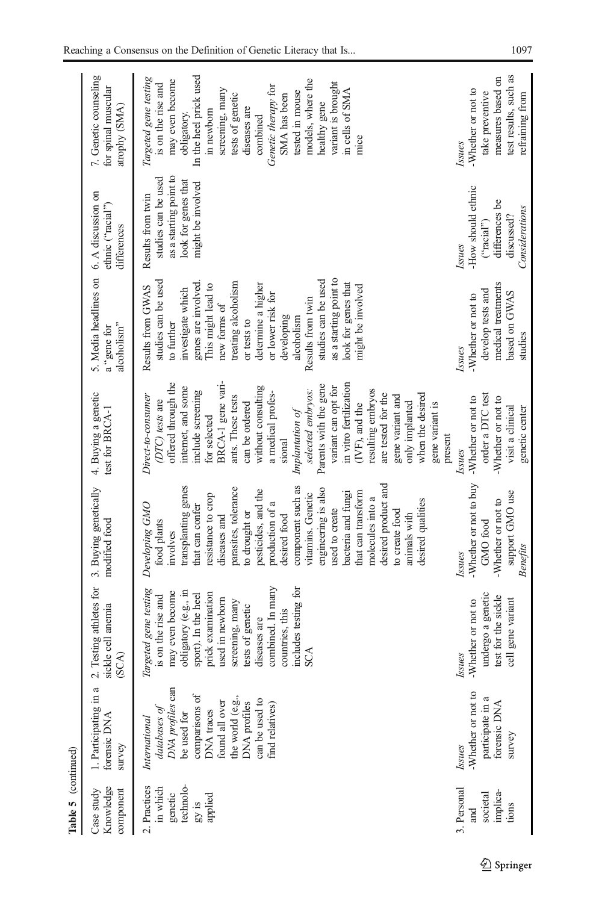**Table 5** (continued)

| Case study Knowledge component | 1. Participating in a forensic DNA survey | 2. Testing athletes for sickle cell anemia (SCA) | 3. Buying genetically modified food | 4. Buying a genetic test for BRCA-1 | 5. Media headlines on a "gene for alcoholism" | 6. A discussion on ethnic ("racial") differences | 7. Genetic counseling for spinal muscular atrophy (SMA) |
|---|---|---|---|---|---|---|---|
| 2. Practices in which genetic technology is applied | *International databases of DNA profiles* can be used for comparisons of DNA traces found all over the world (e.g., DNA profiles can be used to find relatives) | *Targeted gene testing* is on the rise and may even become obligatory (e.g., in sport). In the heel prick examination used in newborn screening, many tests of genetic diseases are combined. In many countries, this includes testing for SCA | *Developing GMO* food plants involves transplanting genes that can confer resistance to crop diseases and parasites, tolerance to drought or pesticides, and the production of a desired food component such as vitamins. Genetic engineering is also used to create bacteria and fungi that can transform molecules into a desired product and to create food animals with desired qualities | *Direct-to-consumer (DTC) tests* are offered through the internet, and some include screening for selected BRCA-1 gene variants. These tests can be ordered without consulting a medical professional<br>*Implantation of selected embryos:* Parents with the gene variant can opt for in vitro fertilization (IVF), and the resulting embryos are tested for the gene variant and only implanted when the desired gene variant is present | Results from GWAS studies can be used to further investigate which genes are involved. This might lead to new forms of treating alcoholism or tests to determine a higher or lower risk for developing alcoholism<br>Results from twin studies can be used as a starting point to look for genes that might be involved | Results from twin studies can be used as a starting point to look for genes that might be involved | *Targeted gene testing* is on the rise and may even become obligatory.<br>In the heel prick used in newborn screening, many tests of genetic diseases are combined<br>*Genetic therapy* for SMA has been tested in mouse models, where the healthy gene variant is brought in cells of SMA mice |
| 3. Personal and societal implications | *Issues*<br>-Whether or not to participate in a forensic DNA survey | *Issues*<br>-Whether or not to undergo a genetic test for the sickle cell gene variant | *Issues*<br>-Whether or not to buy GMO food<br>-Whether or not to support GMO use<br>*Benefits* | *Issues*<br>-Whether or not to order a DTC test<br>-Whether or not to visit a clinical genetic center | *Issues*<br>-Whether or not to develop tests and medical treatments based on GWAS studies | *Issues*<br>-How should ethnic ("racial") differences be discussed?<br>*Considerations* | *Issues*<br>-Whether or not to take preventive measures based on test results, such as refraining from |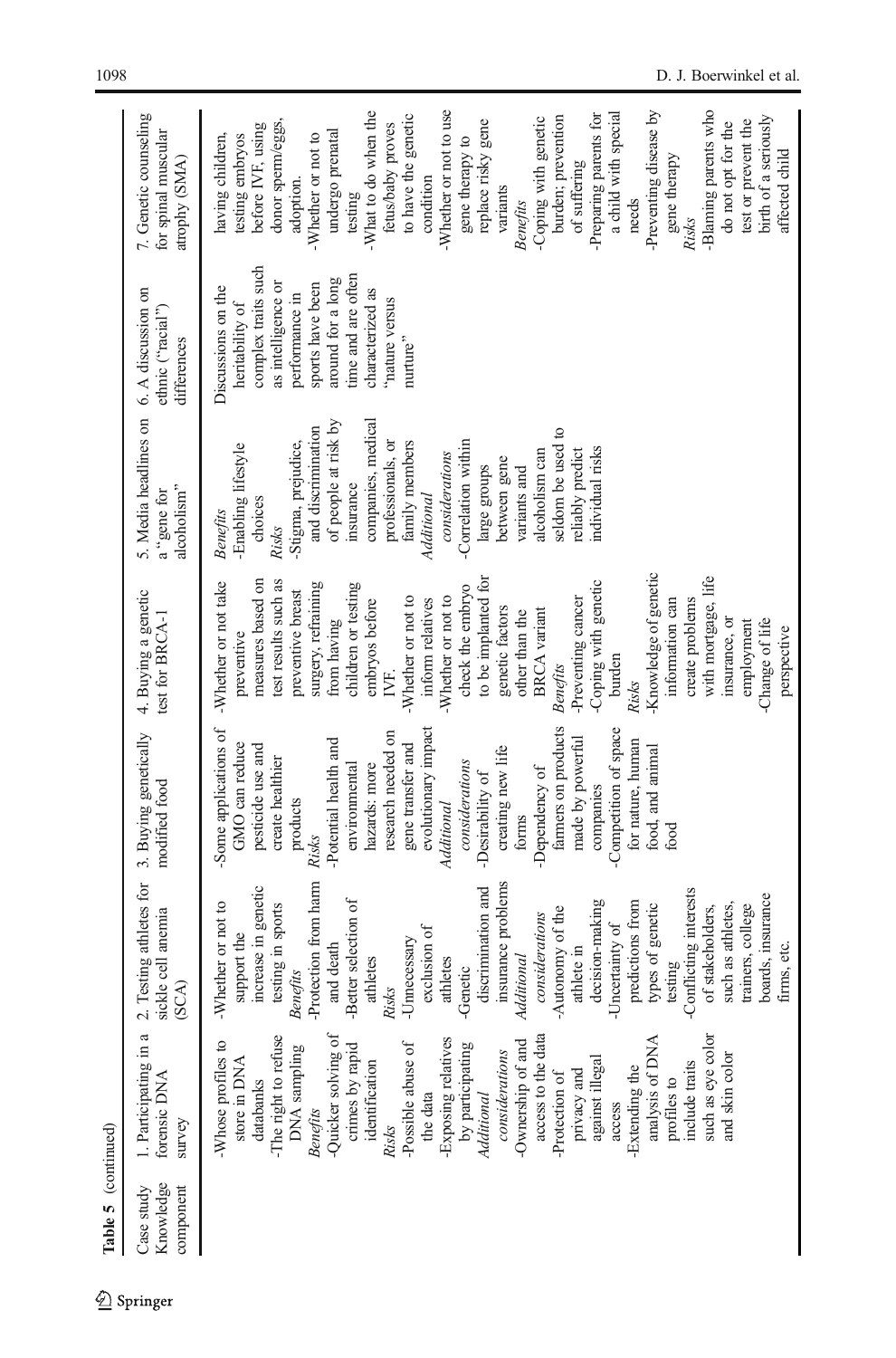**Table 5** (continued)

| Case study / Knowledge component | 1. Participating in a forensic DNA survey | 2. Testing athletes for sickle cell anemia (SCA) | 3. Buying genetically modified food | 4. Buying a genetic test for BRCA-1 | 5. Media headlines on a "gene for alcoholism" | 6. A discussion on ethnic ("racial") differences | 7. Genetic counseling for spinal muscular atrophy (SMA) |
|---|---|---|---|---|---|---|---|
| | -Whose profiles to store in DNA databanks<br>-The right to refuse DNA sampling<br>*Benefits*<br>-Quicker solving of crimes by rapid identification<br>*Risks*<br>-Possible abuse of the data<br>-Exposing relatives by participating<br>*Additional considerations*<br>-Ownership of and access to the data<br>-Protection of privacy and against illegal access<br>-Extending the analysis of DNA profiles to include traits such as eye color and skin color | -Whether or not to support the increase in genetic testing in sports<br>*Benefits*<br>-Protection from harm and death<br>-Better selection of athletes<br>*Risks*<br>-Unnecessary exclusion of athletes<br>-Genetic discrimination and insurance problems<br>*Additional considerations*<br>-Autonomy of the athlete in decision-making<br>-Uncertainty of predictions from types of genetic testing<br>-Conflicting interests of stakeholders, such as athletes, trainers, college boards, insurance firms, etc. | -Some applications of GMO can reduce pesticide use and create healthier products<br>*Risks*<br>-Potential health and environmental hazards: more research needed on gene transfer and evolutionary impact<br>*Additional considerations*<br>-Desirability of creating new life forms<br>-Dependency of farmers on products made by powerful companies<br>-Competition of space for nature, human food, and animal food | -Whether or not take preventive measures based on test results such as preventive breast surgery, refraining from having children or testing embryos before IVF.<br>-Whether or not to inform relatives<br>-Whether or not to check the embryo to be implanted for genetic factors other than the BRCA variant<br>*Benefits*<br>-Preventing cancer<br>-Coping with genetic burden<br>*Risks*<br>-Knowledge of genetic information can create problems with mortgage, life insurance, or employment<br>-Change of life perspective | *Benefits*<br>-Enabling lifestyle choices<br>*Risks*<br>-Stigma, prejudice, and discrimination of people at risk by insurance companies, medical professionals, or family members<br>*Additional considerations*<br>-Correlation within large groups between gene variants and alcoholism can seldom be used to reliably predict individual risks | Discussions on the heritability of complex traits such as intelligence or performance in sports have been around for a long time and are often characterized as "nature versus nurture" | having children, testing embryos before IVF, using donor sperm/eggs, adoption.<br>-Whether or not to undergo prenatal testing<br>-What to do when the fetus/baby proves to have the genetic condition<br>-Whether or not to use gene therapy to replace risky gene variants<br>*Benefits*<br>-Coping with genetic burden; prevention of suffering<br>-Preparing parents for a child with special needs<br>-Preventing disease by gene therapy<br>*Risks*<br>-Blaming parents who do not opt for the test or prevent the birth of a seriously affected child |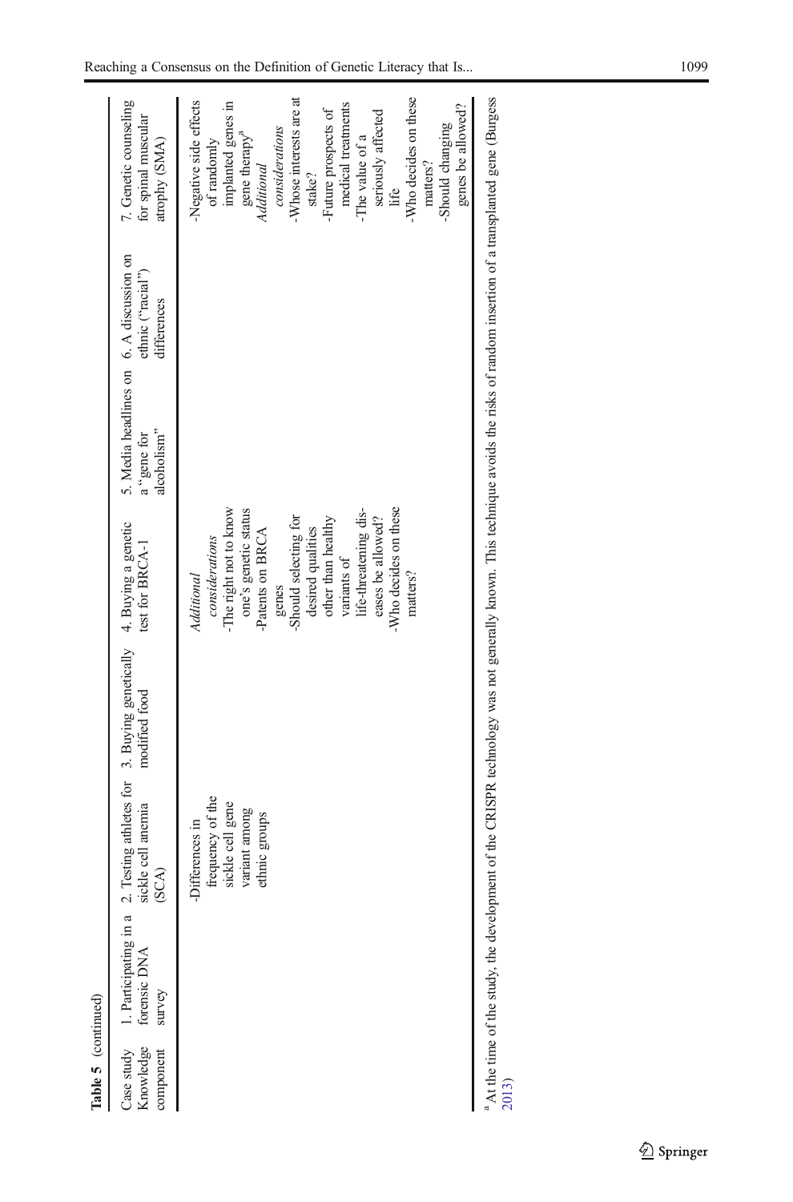**Table 5** (continued)

| Case study Knowledge component | 1. Participating in a forensic DNA survey | 2. Testing athletes for sickle cell anemia (SCA) | 3. Buying genetically modified food | 4. Buying a genetic test for BRCA-1 | 5. Media headlines on a "gene for alcoholism" | 6. A discussion on ethnic ("racial") differences | 7. Genetic counseling for spinal muscular atrophy (SMA) |
|---|---|---|---|---|---|---|---|
| | | -Differences in frequency of the sickle cell gene variant among ethnic groups | | *Additional considerations*<br>-The right not to know one's genetic status<br>-Patents on BRCA genes<br>-Should selecting for desired qualities other than healthy variants of life-threatening diseases be allowed?<br>-Who decides on these matters? | | | -Negative side effects of randomly implanted genes in gene therapy[a]<br>*Additional considerations*<br>-Whose interests are at stake?<br>-Future prospects of medical treatments<br>-The value of a seriously affected life<br>-Who decides on these matters?<br>-Should changing genes be allowed? |

[a] At the time of the study, the development of the CRISPR technology was not generally known. This technique avoids the risks of random insertion of a transplanted gene (Burgess 2013)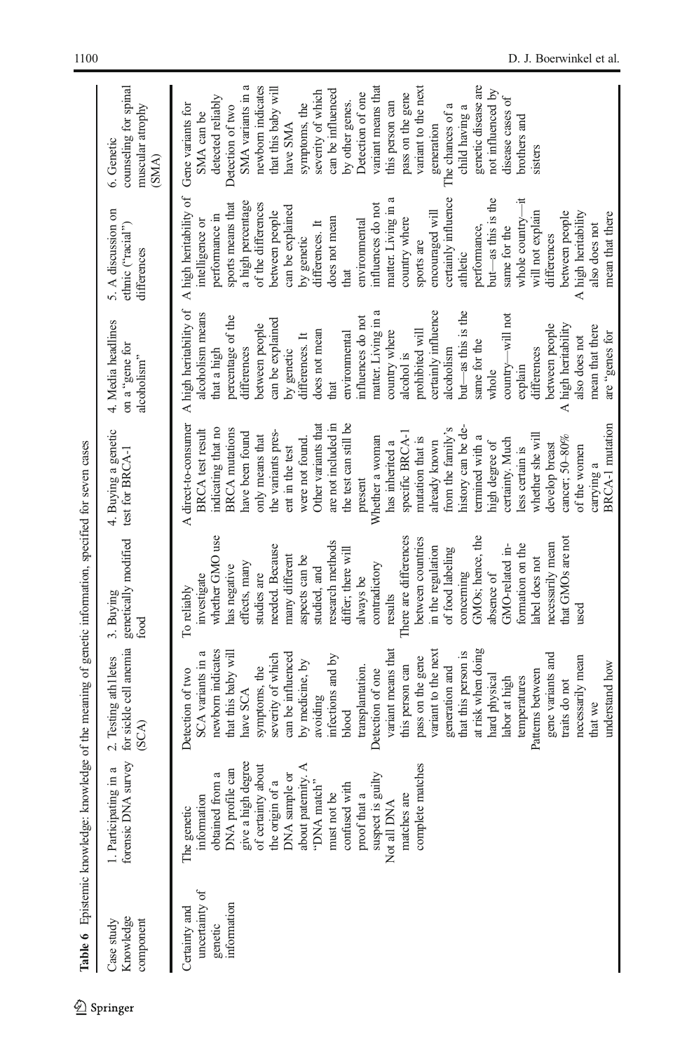**Table 6** Epistemic knowledge: knowledge of the meaning of genetic information, specified for seven cases

| Case study<br>Knowledge component | 1. Participating in a forensic DNA survey | 2. Testing athletes for sickle cell anemia (SCA) | 3. Buying genetically modified food | 4. Buying a genetic test for BRCA-1 | 4. Media headlines on a "gene for alcoholism" | 5. A discussion on ethnic ("racial") differences | 6. Genetic counseling for spinal muscular atrophy (SMA) |
|---|---|---|---|---|---|---|---|
| Certainty and uncertainty of genetic information | The genetic information obtained from a DNA profile can give a high degree of certainty about the origin of a DNA sample or about paternity. A "DNA match" must not be confused with proof that a suspect is guilty<br>Not all DNA matches are complete matches | Detection of two SCA variants in a newborn indicates that this baby will have SCA symptoms, the severity of which can be influenced by medicine, by avoiding infections and by blood transplantation.<br>Detection of one variant means that this person can pass on the gene variant to the next generation and that this person is at risk when doing hard physical labor at high temperatures<br>Patterns between gene variants and traits do not necessarily mean that we understand how | To reliably investigate whether GMO use has negative effects, many studies are needed. Because many different aspects can be studied, and research methods differ; there will always be contradictory results<br>There are differences between countries in the regulation of food labeling concerning GMOs; hence, the absence of GMO-related information on the label does not necessarily mean that GMOs are not used | A direct-to-consumer BRCA test result indicating that no BRCA mutations have been found only means that the variants present in the test were not found. Other variants that are not included in the test can still be present<br>Whether a woman has inherited a specific BRCA-1 mutation that is already known from the family's history can be determined with a high degree of certainty. Much less certain is whether she will develop breast cancer; 50–80% of the women carrying a BRCA-1 mutation | A high heritability of alcoholism means that a high percentage of the differences between people can be explained by genetic differences. It does not mean that environmental influences do not matter. Living in a country where alcohol is prohibited will certainly influence alcoholism but—as this is the same for the whole country—will not explain differences between people<br>A high heritability also does not mean that there are "genes for | A high heritability of intelligence or performance in sports means that a high percentage of the differences between people can be explained by genetic differences. It does not mean that environmental influences do not matter. Living in a country where sports are encouraged will certainly influence athletic performance, but—as this is the same for the whole country—it will not explain differences between people<br>A high heritability also does not mean that there | Gene variants for SMA can be detected reliably<br>Detection of two SMA variants in a newborn indicates that this baby will have SMA symptoms, the severity of which can be influenced by other genes.<br>Detection of one variant means that this person can pass on the gene variant to the next generation<br>The chances of a child having a genetic disease are not influenced by disease cases of brothers and sisters |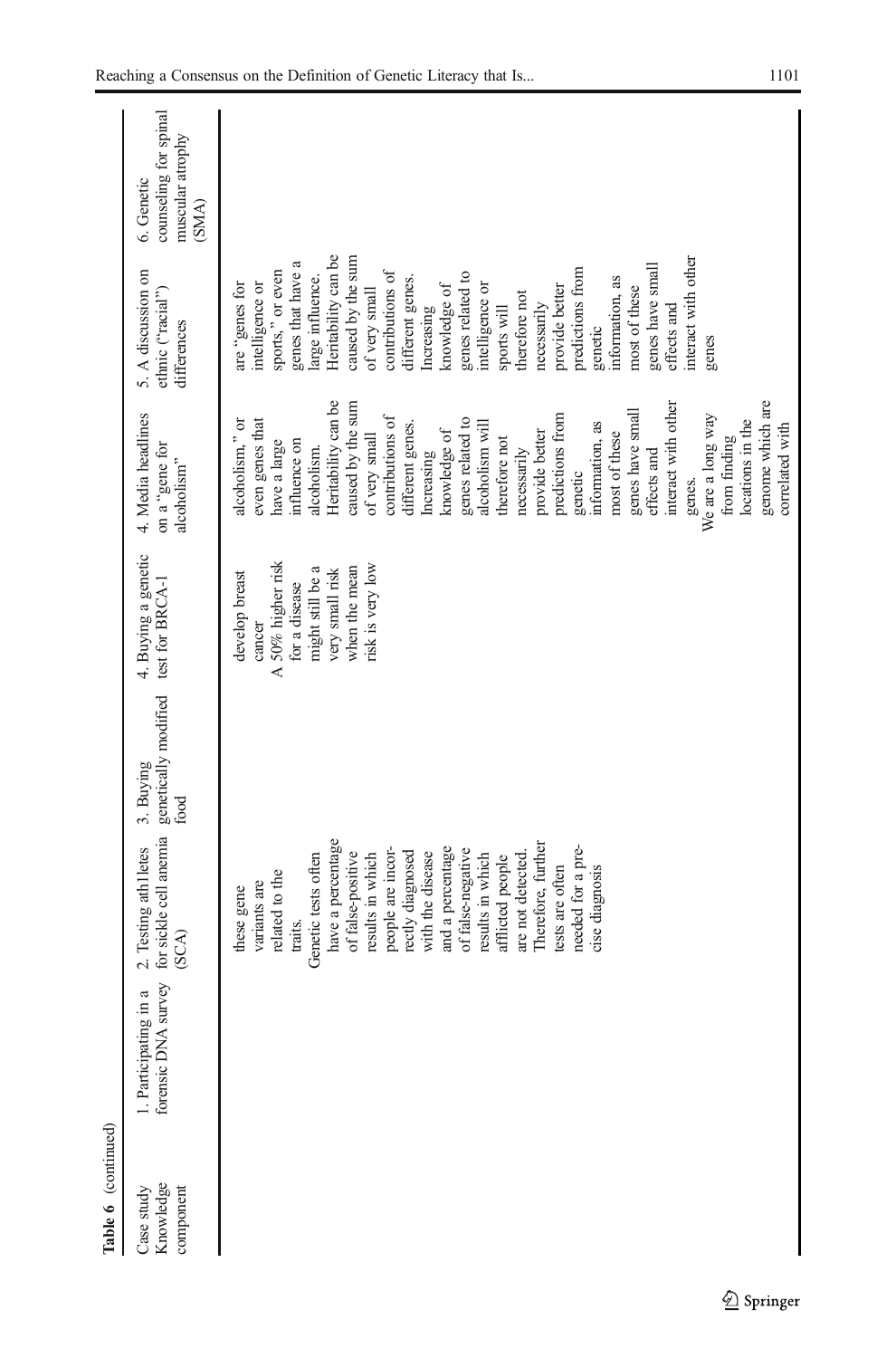**Table 6** (continued)

| Case study Knowledge component | 1. Participating in a forensic DNA survey | 2. Testing athletes for sickle cell anemia (SCA) | 3. Buying genetically modified food | 4. Buying a genetic test for BRCA-1 | 4. Media headlines on a "gene for alcoholism" | 5. A discussion on ethnic ("racial") differences | 6. Genetic counseling for spinal muscular atrophy (SMA) |
|---|---|---|---|---|---|---|---|
| | | these gene variants are related to the traits. Genetic tests often have a percentage of false-positive results in which people are incorrectly diagnosed with the disease and a percentage of false-negative results in which afflicted people are not detected. Therefore, further tests are often needed for a precise diagnosis | | develop breast cancer A 50% higher risk for a disease might still be a very small risk when the mean risk is very low | alcoholism," or even genes that have a large influence on alcoholism. Heritability can be caused by the sum of very small contributions of different genes. Increasing knowledge of genes related to alcoholism will therefore not necessarily provide better predictions from genetic information, as most of these genes have small effects and interact with other genes. We are a long way from finding locations in the genome which are correlated with | are "genes for intelligence or sports," or even genes that have a large influence. Heritability can be caused by the sum of very small contributions of different genes. Increasing knowledge of genes related to intelligence or sports will therefore not necessarily provide better predictions from genetic information, as most of these genes have small effects and interact with other genes | |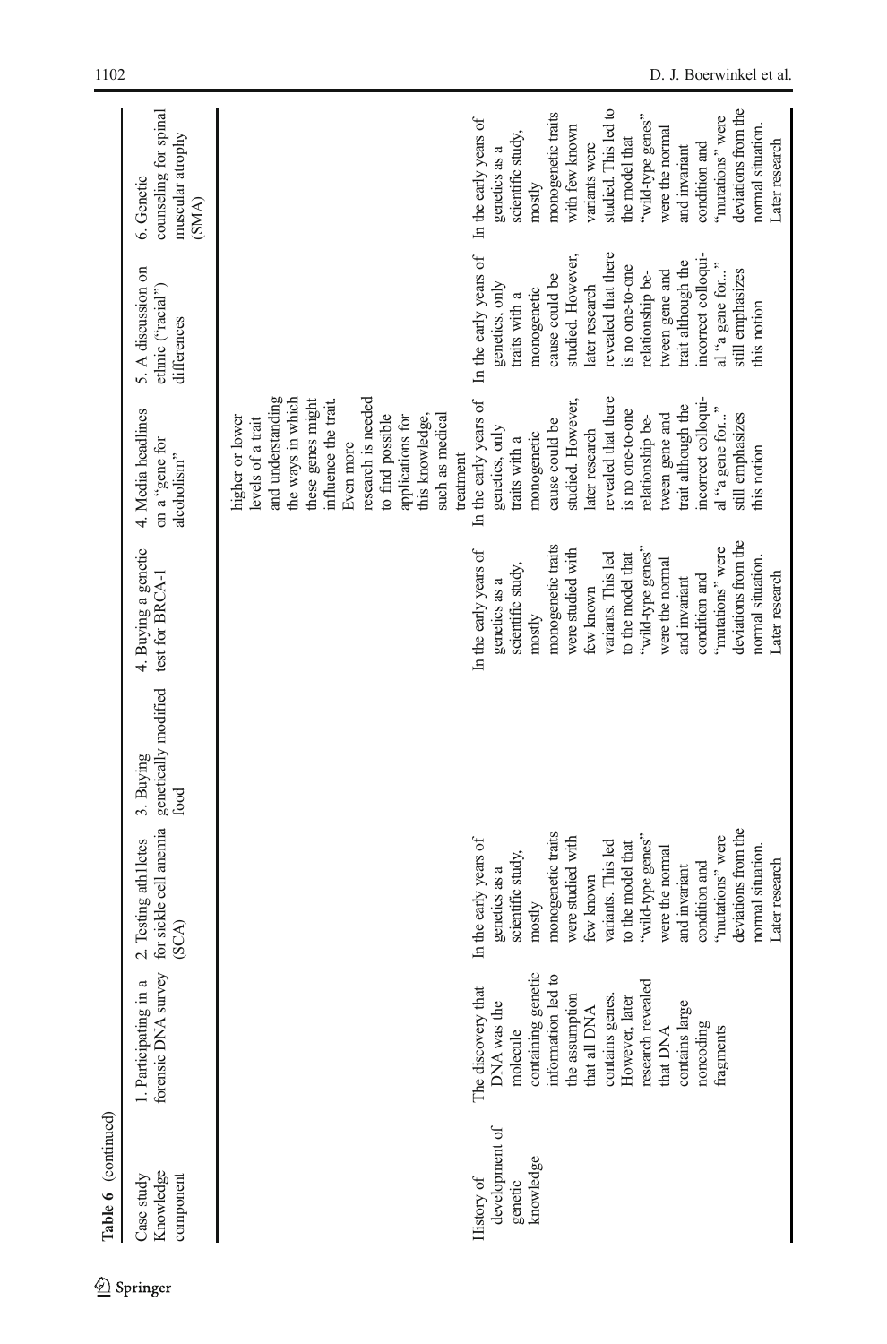Table 6 (continued)

| Case study Knowledge component | 1. Participating in a forensic DNA survey | 2. Testing ath l letes for sickle cell anemia (SCA) | 3. Buying genetically modified food | 4. Buying a genetic test for BRCA-1 | 4. Media headlines on a "gene for alcoholism" | 5. A discussion on ethnic ("racial") differences | 6. Genetic counseling for spinal muscular atrophy (SMA) |
|---|---|---|---|---|---|---|---|
| | | | | | higher or lower levels of a trait and understanding the ways in which these genes might influence the trait. Even more research is needed to find possible applications for this knowledge, such as medical treatment | | |
| History of development of genetic knowledge | The discovery that DNA was the molecule containing genetic information led to the assumption that all DNA contains genes. However, later research revealed that DNA contains large noncoding fragments | In the early years of genetics as a scientific study, mostly monogenetic traits were studied with few known variants. This led to the model that "wild-type genes" were the normal and invariant condition and "mutations" were deviations from the normal situation. Later research | | In the early years of genetics as a scientific study, mostly monogenetic traits were studied with few known variants. This led to the model that "wild-type genes" were the normal and invariant condition and "mutations" were deviations from the normal situation. Later research | In the early years of genetics, only traits with a monogenetic cause could be studied. However, later research revealed that there is no one-to-one relationship between gene and trait although the incorrect colloquial "a gene for..." still emphasizes this notion | In the early years of genetics, only traits with a monogenetic cause could be studied. However, later research revealed that there is no one-to-one relationship between gene and trait although the incorrect colloquial "a gene for..." still emphasizes this notion | In the early years of genetics as a scientific study, mostly monogenetic traits with few known variants were studied. This led to the model that "wild-type genes" were the normal and invariant condition and "mutations" were deviations from the normal situation. Later research |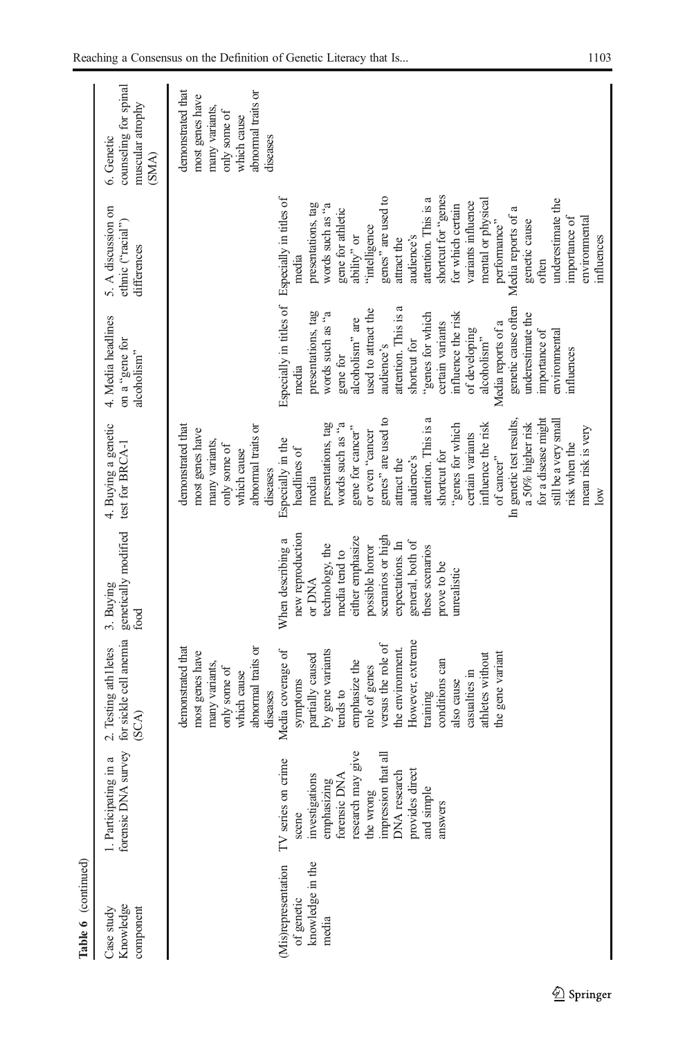**Table 6** (continued)

| Case study Knowledge component | 1. Participating in a forensic DNA survey | 2. Testing athletes for sickle cell anemia (SCA) | 3. Buying genetically modified food | 4. Buying a genetic test for BRCA-1 | 4. Media headlines on a "gene for alcoholism" | 5. A discussion on ethnic ("racial") differences | 6. Genetic counseling for spinal muscular atrophy (SMA) |
|---|---|---|---|---|---|---|---|
| | | demonstrated that most genes have many variants, only some of which cause abnormal traits or diseases | | demonstrated that most genes have many variants, only some of which cause abnormal traits or diseases | | | demonstrated that most genes have many variants, only some of which cause abnormal traits or diseases |
| (Mis)representation of genetic knowledge in the media | TV series on crime scene investigations emphasizing forensic DNA research may give the wrong impression that all DNA research provides direct and simple answers | Media coverage of symptoms partially caused by gene variants tends to emphasize the role of genes versus the role of the environment. However, extreme training conditions can also cause casualties in athletes without the gene variant | When describing a new reproduction or DNA technology, the media tend to either emphasize possible horror scenarios or high expectations. In general, both of these scenarios prove to be unrealistic | Especially in the headlines of media presentations, tag words such as "a gene for cancer" or even "cancer genes" are used to attract the audience's attention. This is a shortcut for "genes for which certain variants influence the risk of cancer" In genetic test results, a 50% higher risk for a disease might still be a very small risk when the mean risk is very low | Especially in titles of media presentations, tag words such as "a gene for alcoholism" are used to attract the audience's attention. This is a shortcut for "genes for which certain variants influence the risk of developing alcoholism" Media reports of a genetic cause often underestimate the importance of environmental influences | Especially in titles of media presentations, tag words such as "a gene for athletic ability" or "intelligence genes" are used to attract the audience's attention. This is a shortcut for "genes for which certain variants influence mental or physical performance" Media reports of a genetic cause often underestimate the importance of environmental influences | |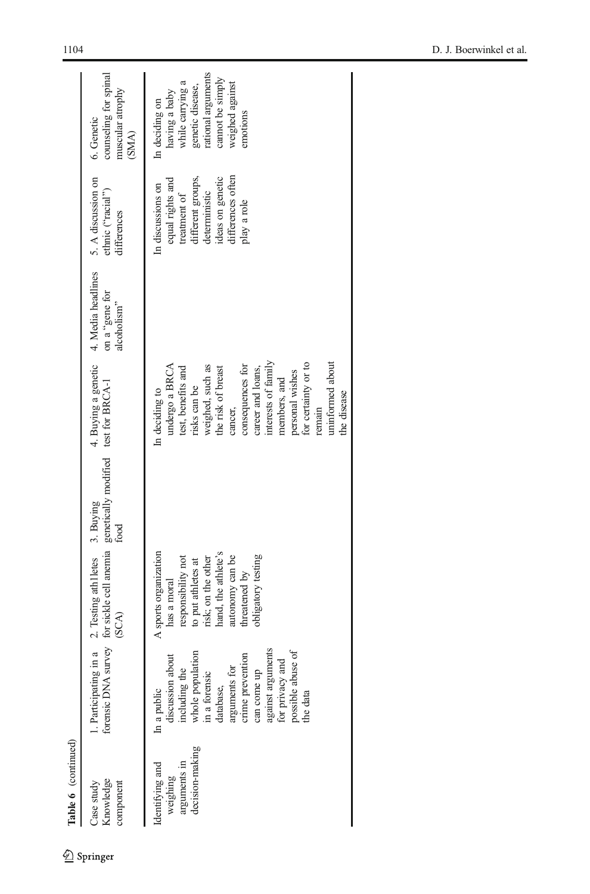**Table 6** (continued)

| Case study Knowledge component | 1. Participating in a forensic DNA survey | 2. Testing athletes for sickle cell anemia (SCA) | 3. Buying genetically modified food | 4. Buying a genetic test for BRCA-1 | 4. Media headlines on a "gene for alcoholism" | 5. A discussion on ethnic ("racial") differences | 6. Genetic counseling for spinal muscular atrophy (SMA) |
|---|---|---|---|---|---|---|---|
| Identifying and weighing arguments in decision-making | In a public discussion about including the whole population in a forensic database, arguments for crime prevention can come up against arguments for privacy and possible abuse of the data | A sports organization has a moral responsibility not to put athletes at risk; on the other hand, the athlete's autonomy can be threatened by obligatory testing | | In deciding to undergo a BRCA test, benefits and risks can be weighed, such as the risk of breast cancer, consequences for career and loans, interests of family members, and personal wishes for certainty or to remain uninformed about the disease | | In discussions on equal rights and treatment of different groups, deterministic ideas on genetic differences often play a role | In deciding on having a baby while carrying a genetic disease, rational arguments cannot be simply weighed against emotions |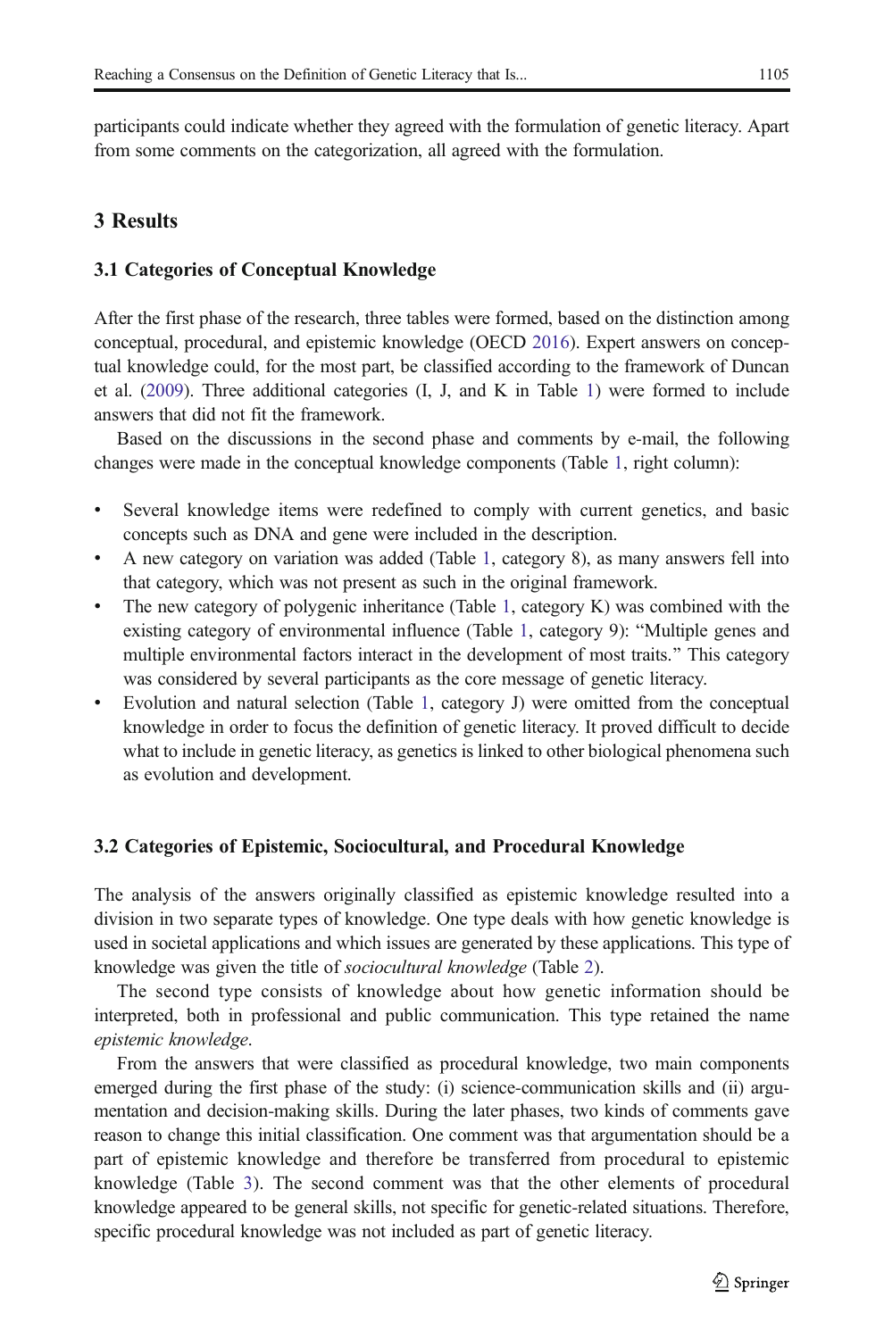participants could indicate whether they agreed with the formulation of genetic literacy. Apart from some comments on the categorization, all agreed with the formulation.

## 3 Results

### 3.1 Categories of Conceptual Knowledge

After the first phase of the research, three tables were formed, based on the distinction among conceptual, procedural, and epistemic knowledge (OECD 2016). Expert answers on conceptual knowledge could, for the most part, be classified according to the framework of Duncan et al. (2009). Three additional categories (I, J, and K in Table 1) were formed to include answers that did not fit the framework.

Based on the discussions in the second phase and comments by e-mail, the following changes were made in the conceptual knowledge components (Table 1, right column):

- Several knowledge items were redefined to comply with current genetics, and basic concepts such as DNA and gene were included in the description.
- A new category on variation was added (Table 1, category 8), as many answers fell into that category, which was not present as such in the original framework.
- The new category of polygenic inheritance (Table 1, category K) was combined with the existing category of environmental influence (Table 1, category 9): "Multiple genes and multiple environmental factors interact in the development of most traits." This category was considered by several participants as the core message of genetic literacy.
- Evolution and natural selection (Table 1, category J) were omitted from the conceptual knowledge in order to focus the definition of genetic literacy. It proved difficult to decide what to include in genetic literacy, as genetics is linked to other biological phenomena such as evolution and development.

### 3.2 Categories of Epistemic, Sociocultural, and Procedural Knowledge

The analysis of the answers originally classified as epistemic knowledge resulted into a division in two separate types of knowledge. One type deals with how genetic knowledge is used in societal applications and which issues are generated by these applications. This type of knowledge was given the title of *sociocultural knowledge* (Table 2).

The second type consists of knowledge about how genetic information should be interpreted, both in professional and public communication. This type retained the name *epistemic knowledge*.

From the answers that were classified as procedural knowledge, two main components emerged during the first phase of the study: (i) science-communication skills and (ii) argumentation and decision-making skills. During the later phases, two kinds of comments gave reason to change this initial classification. One comment was that argumentation should be a part of epistemic knowledge and therefore be transferred from procedural to epistemic knowledge (Table 3). The second comment was that the other elements of procedural knowledge appeared to be general skills, not specific for genetic-related situations. Therefore, specific procedural knowledge was not included as part of genetic literacy.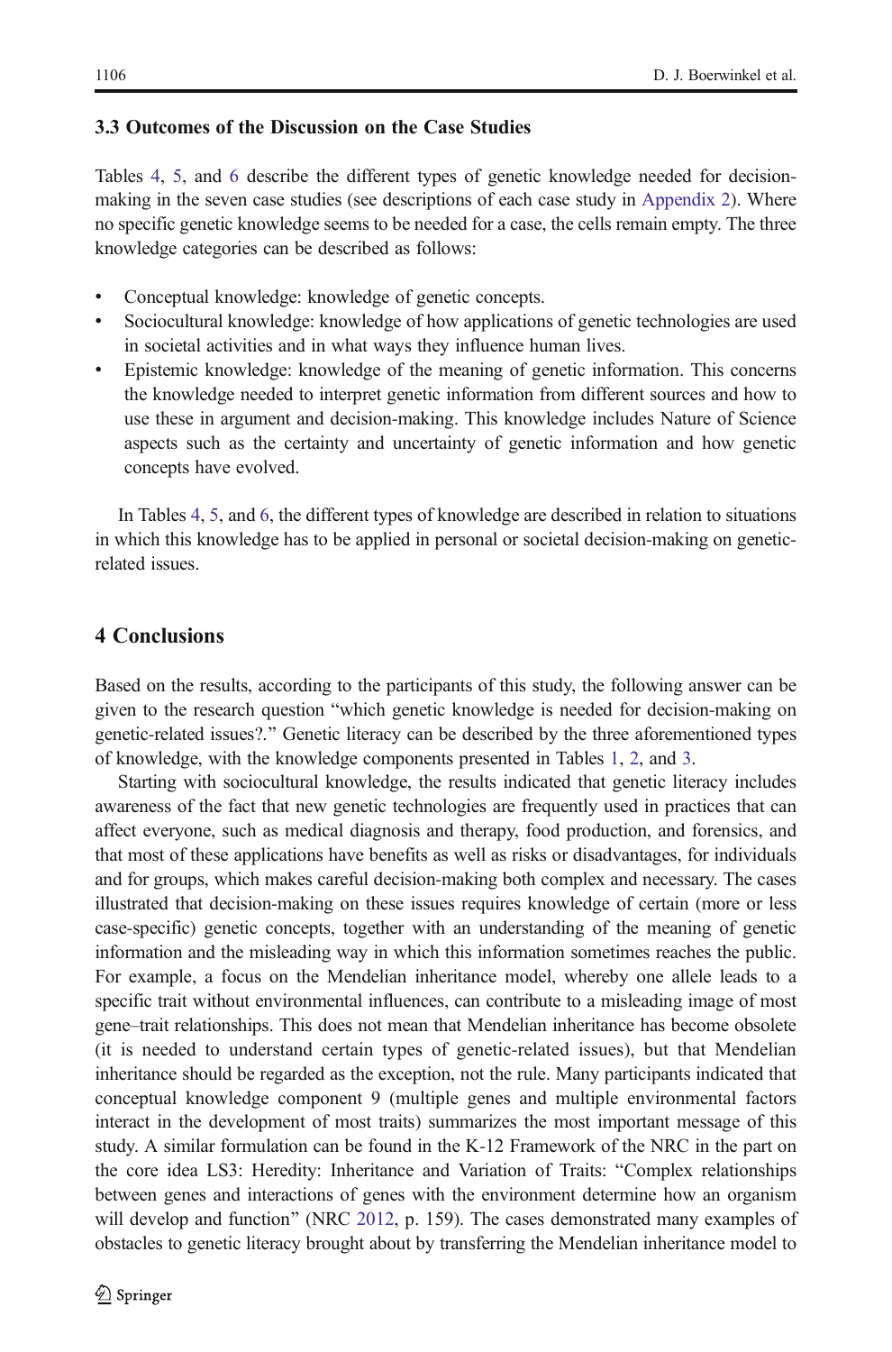### 3.3 Outcomes of the Discussion on the Case Studies

Tables 4, 5, and 6 describe the different types of genetic knowledge needed for decision-making in the seven case studies (see descriptions of each case study in Appendix 2). Where no specific genetic knowledge seems to be needed for a case, the cells remain empty. The three knowledge categories can be described as follows:

- Conceptual knowledge: knowledge of genetic concepts.
- Sociocultural knowledge: knowledge of how applications of genetic technologies are used in societal activities and in what ways they influence human lives.
- Epistemic knowledge: knowledge of the meaning of genetic information. This concerns the knowledge needed to interpret genetic information from different sources and how to use these in argument and decision-making. This knowledge includes Nature of Science aspects such as the certainty and uncertainty of genetic information and how genetic concepts have evolved.

In Tables 4, 5, and 6, the different types of knowledge are described in relation to situations in which this knowledge has to be applied in personal or societal decision-making on genetic-related issues.

## 4 Conclusions

Based on the results, according to the participants of this study, the following answer can be given to the research question "which genetic knowledge is needed for decision-making on genetic-related issues?." Genetic literacy can be described by the three aforementioned types of knowledge, with the knowledge components presented in Tables 1, 2, and 3.

Starting with sociocultural knowledge, the results indicated that genetic literacy includes awareness of the fact that new genetic technologies are frequently used in practices that can affect everyone, such as medical diagnosis and therapy, food production, and forensics, and that most of these applications have benefits as well as risks or disadvantages, for individuals and for groups, which makes careful decision-making both complex and necessary. The cases illustrated that decision-making on these issues requires knowledge of certain (more or less case-specific) genetic concepts, together with an understanding of the meaning of genetic information and the misleading way in which this information sometimes reaches the public. For example, a focus on the Mendelian inheritance model, whereby one allele leads to a specific trait without environmental influences, can contribute to a misleading image of most gene–trait relationships. This does not mean that Mendelian inheritance has become obsolete (it is needed to understand certain types of genetic-related issues), but that Mendelian inheritance should be regarded as the exception, not the rule. Many participants indicated that conceptual knowledge component 9 (multiple genes and multiple environmental factors interact in the development of most traits) summarizes the most important message of this study. A similar formulation can be found in the K-12 Framework of the NRC in the part on the core idea LS3: Heredity: Inheritance and Variation of Traits: "Complex relationships between genes and interactions of genes with the environment determine how an organism will develop and function" (NRC 2012, p. 159). The cases demonstrated many examples of obstacles to genetic literacy brought about by transferring the Mendelian inheritance model to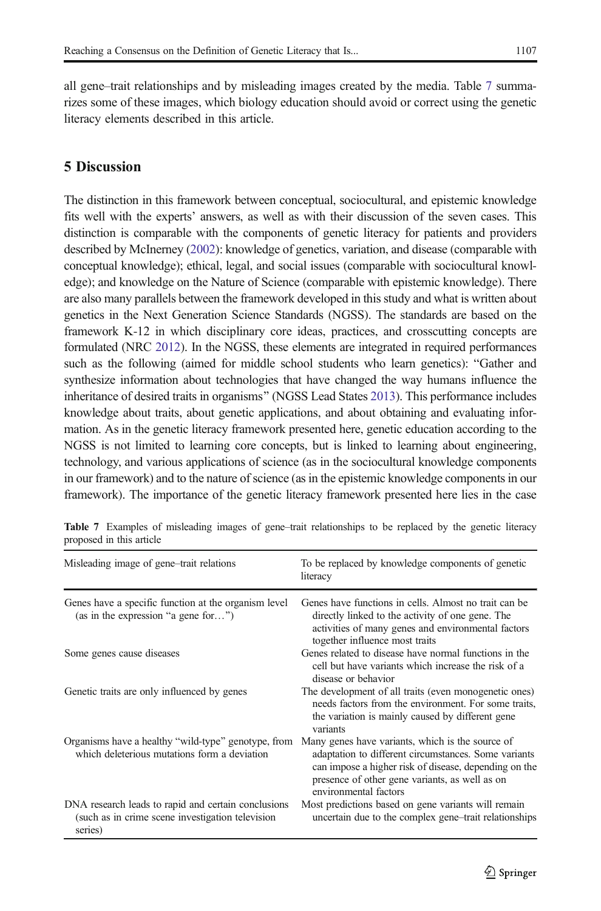all gene–trait relationships and by misleading images created by the media. Table 7 summarizes some of these images, which biology education should avoid or correct using the genetic literacy elements described in this article.

## 5 Discussion

The distinction in this framework between conceptual, sociocultural, and epistemic knowledge fits well with the experts' answers, as well as with their discussion of the seven cases. This distinction is comparable with the components of genetic literacy for patients and providers described by McInerney (2002): knowledge of genetics, variation, and disease (comparable with conceptual knowledge); ethical, legal, and social issues (comparable with sociocultural knowledge); and knowledge on the Nature of Science (comparable with epistemic knowledge). There are also many parallels between the framework developed in this study and what is written about genetics in the Next Generation Science Standards (NGSS). The standards are based on the framework K-12 in which disciplinary core ideas, practices, and crosscutting concepts are formulated (NRC 2012). In the NGSS, these elements are integrated in required performances such as the following (aimed for middle school students who learn genetics): "Gather and synthesize information about technologies that have changed the way humans influence the inheritance of desired traits in organisms" (NGSS Lead States 2013). This performance includes knowledge about traits, about genetic applications, and about obtaining and evaluating information. As in the genetic literacy framework presented here, genetic education according to the NGSS is not limited to learning core concepts, but is linked to learning about engineering, technology, and various applications of science (as in the sociocultural knowledge components in our framework) and to the nature of science (as in the epistemic knowledge components in our framework). The importance of the genetic literacy framework presented here lies in the case

**Table 7** Examples of misleading images of gene–trait relationships to be replaced by the genetic literacy proposed in this article

| Misleading image of gene–trait relations | To be replaced by knowledge components of genetic literacy |
|---|---|
| Genes have a specific function at the organism level (as in the expression "a gene for…") | Genes have functions in cells. Almost no trait can be directly linked to the activity of one gene. The activities of many genes and environmental factors together influence most traits |
| Some genes cause diseases | Genes related to disease have normal functions in the cell but have variants which increase the risk of a disease or behavior |
| Genetic traits are only influenced by genes | The development of all traits (even monogenetic ones) needs factors from the environment. For some traits, the variation is mainly caused by different gene variants |
| Organisms have a healthy "wild-type" genotype, from which deleterious mutations form a deviation | Many genes have variants, which is the source of adaptation to different circumstances. Some variants can impose a higher risk of disease, depending on the presence of other gene variants, as well as on environmental factors |
| DNA research leads to rapid and certain conclusions (such as in crime scene investigation television series) | Most predictions based on gene variants will remain uncertain due to the complex gene–trait relationships |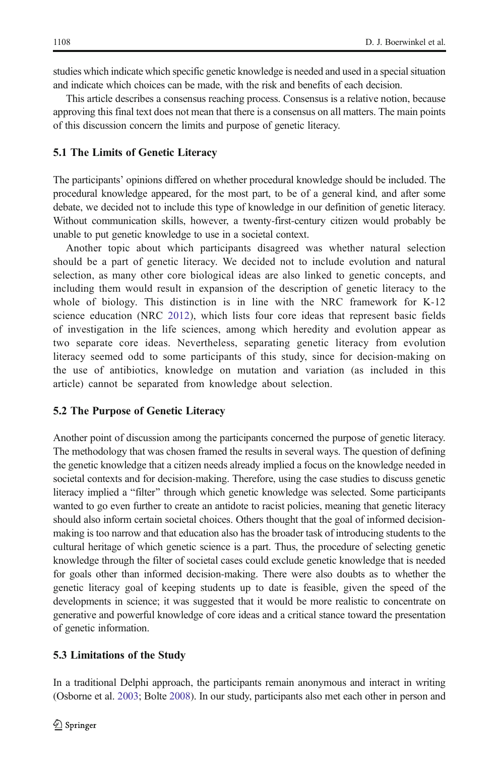studies which indicate which specific genetic knowledge is needed and used in a special situation and indicate which choices can be made, with the risk and benefits of each decision.

This article describes a consensus reaching process. Consensus is a relative notion, because approving this final text does not mean that there is a consensus on all matters. The main points of this discussion concern the limits and purpose of genetic literacy.

### 5.1 The Limits of Genetic Literacy

The participants' opinions differed on whether procedural knowledge should be included. The procedural knowledge appeared, for the most part, to be of a general kind, and after some debate, we decided not to include this type of knowledge in our definition of genetic literacy. Without communication skills, however, a twenty-first-century citizen would probably be unable to put genetic knowledge to use in a societal context.

Another topic about which participants disagreed was whether natural selection should be a part of genetic literacy. We decided not to include evolution and natural selection, as many other core biological ideas are also linked to genetic concepts, and including them would result in expansion of the description of genetic literacy to the whole of biology. This distinction is in line with the NRC framework for K-12 science education (NRC 2012), which lists four core ideas that represent basic fields of investigation in the life sciences, among which heredity and evolution appear as two separate core ideas. Nevertheless, separating genetic literacy from evolution literacy seemed odd to some participants of this study, since for decision-making on the use of antibiotics, knowledge on mutation and variation (as included in this article) cannot be separated from knowledge about selection.

### 5.2 The Purpose of Genetic Literacy

Another point of discussion among the participants concerned the purpose of genetic literacy. The methodology that was chosen framed the results in several ways. The question of defining the genetic knowledge that a citizen needs already implied a focus on the knowledge needed in societal contexts and for decision-making. Therefore, using the case studies to discuss genetic literacy implied a "filter" through which genetic knowledge was selected. Some participants wanted to go even further to create an antidote to racist policies, meaning that genetic literacy should also inform certain societal choices. Others thought that the goal of informed decision-making is too narrow and that education also has the broader task of introducing students to the cultural heritage of which genetic science is a part. Thus, the procedure of selecting genetic knowledge through the filter of societal cases could exclude genetic knowledge that is needed for goals other than informed decision-making. There were also doubts as to whether the genetic literacy goal of keeping students up to date is feasible, given the speed of the developments in science; it was suggested that it would be more realistic to concentrate on generative and powerful knowledge of core ideas and a critical stance toward the presentation of genetic information.

### 5.3 Limitations of the Study

In a traditional Delphi approach, the participants remain anonymous and interact in writing (Osborne et al. 2003; Bolte 2008). In our study, participants also met each other in person and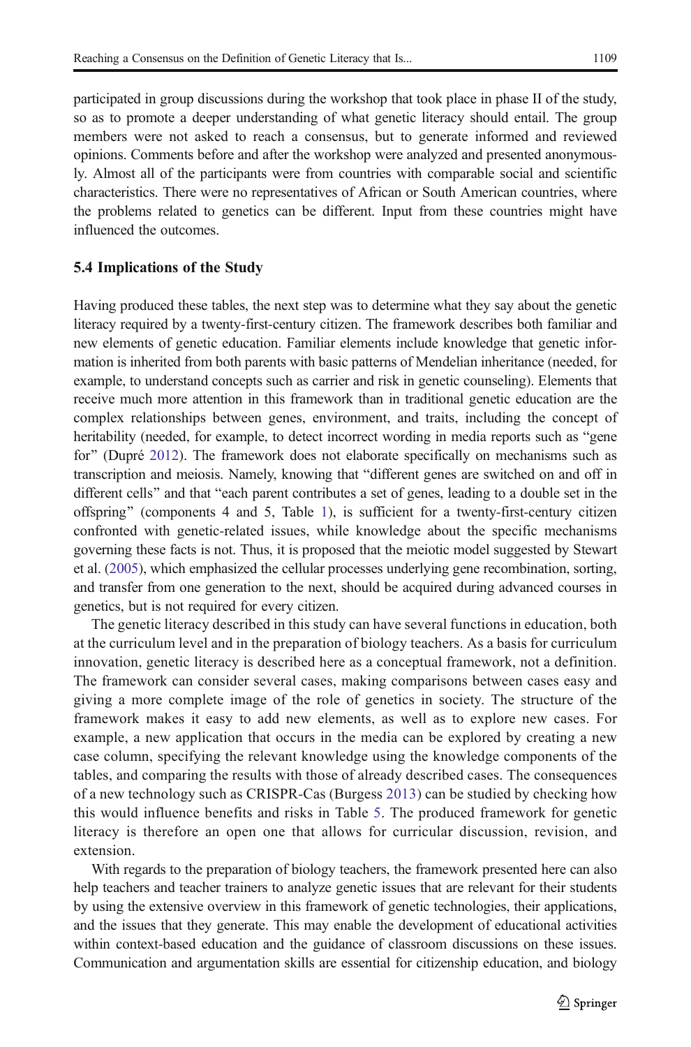participated in group discussions during the workshop that took place in phase II of the study, so as to promote a deeper understanding of what genetic literacy should entail. The group members were not asked to reach a consensus, but to generate informed and reviewed opinions. Comments before and after the workshop were analyzed and presented anonymously. Almost all of the participants were from countries with comparable social and scientific characteristics. There were no representatives of African or South American countries, where the problems related to genetics can be different. Input from these countries might have influenced the outcomes.

### 5.4 Implications of the Study

Having produced these tables, the next step was to determine what they say about the genetic literacy required by a twenty-first-century citizen. The framework describes both familiar and new elements of genetic education. Familiar elements include knowledge that genetic information is inherited from both parents with basic patterns of Mendelian inheritance (needed, for example, to understand concepts such as carrier and risk in genetic counseling). Elements that receive much more attention in this framework than in traditional genetic education are the complex relationships between genes, environment, and traits, including the concept of heritability (needed, for example, to detect incorrect wording in media reports such as "gene for" (Dupré 2012). The framework does not elaborate specifically on mechanisms such as transcription and meiosis. Namely, knowing that "different genes are switched on and off in different cells" and that "each parent contributes a set of genes, leading to a double set in the offspring" (components 4 and 5, Table 1), is sufficient for a twenty-first-century citizen confronted with genetic-related issues, while knowledge about the specific mechanisms governing these facts is not. Thus, it is proposed that the meiotic model suggested by Stewart et al. (2005), which emphasized the cellular processes underlying gene recombination, sorting, and transfer from one generation to the next, should be acquired during advanced courses in genetics, but is not required for every citizen.

The genetic literacy described in this study can have several functions in education, both at the curriculum level and in the preparation of biology teachers. As a basis for curriculum innovation, genetic literacy is described here as a conceptual framework, not a definition. The framework can consider several cases, making comparisons between cases easy and giving a more complete image of the role of genetics in society. The structure of the framework makes it easy to add new elements, as well as to explore new cases. For example, a new application that occurs in the media can be explored by creating a new case column, specifying the relevant knowledge using the knowledge components of the tables, and comparing the results with those of already described cases. The consequences of a new technology such as CRISPR-Cas (Burgess 2013) can be studied by checking how this would influence benefits and risks in Table 5. The produced framework for genetic literacy is therefore an open one that allows for curricular discussion, revision, and extension.

With regards to the preparation of biology teachers, the framework presented here can also help teachers and teacher trainers to analyze genetic issues that are relevant for their students by using the extensive overview in this framework of genetic technologies, their applications, and the issues that they generate. This may enable the development of educational activities within context-based education and the guidance of classroom discussions on these issues. Communication and argumentation skills are essential for citizenship education, and biology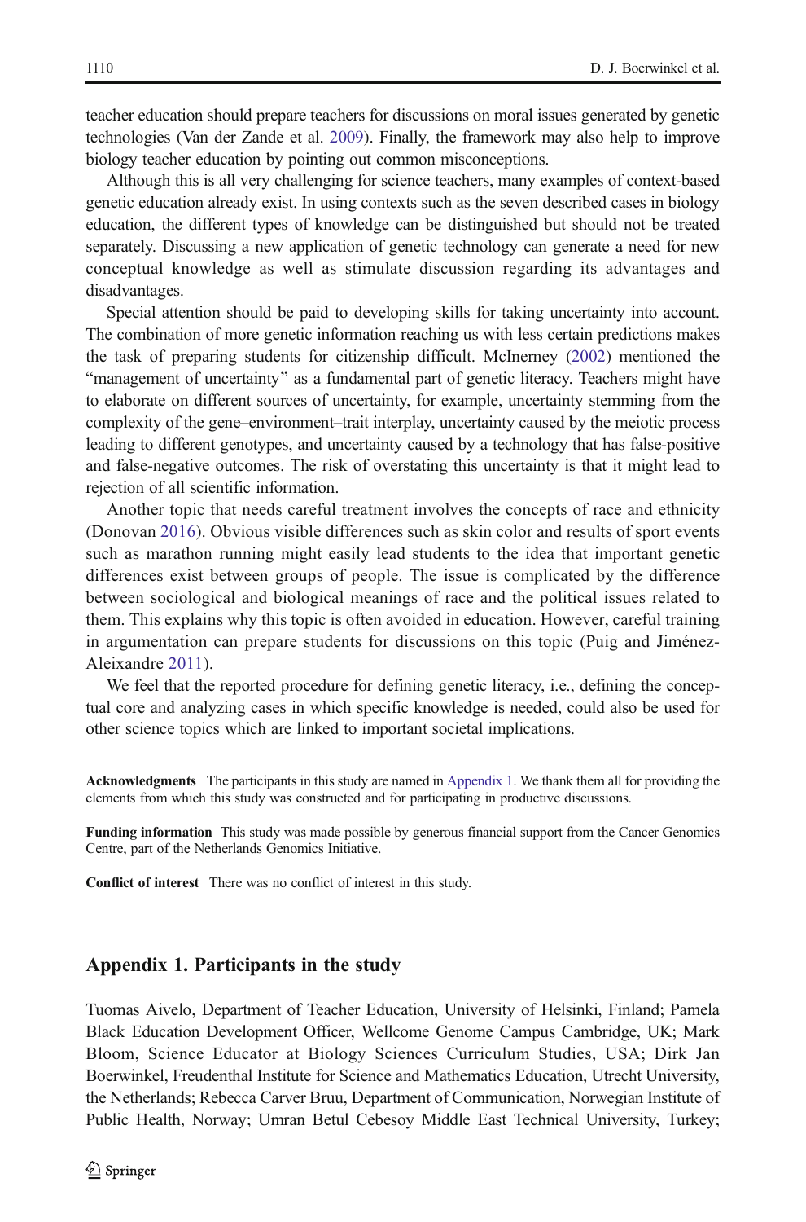teacher education should prepare teachers for discussions on moral issues generated by genetic technologies (Van der Zande et al. 2009). Finally, the framework may also help to improve biology teacher education by pointing out common misconceptions.

Although this is all very challenging for science teachers, many examples of context-based genetic education already exist. In using contexts such as the seven described cases in biology education, the different types of knowledge can be distinguished but should not be treated separately. Discussing a new application of genetic technology can generate a need for new conceptual knowledge as well as stimulate discussion regarding its advantages and disadvantages.

Special attention should be paid to developing skills for taking uncertainty into account. The combination of more genetic information reaching us with less certain predictions makes the task of preparing students for citizenship difficult. McInerney (2002) mentioned the "management of uncertainty" as a fundamental part of genetic literacy. Teachers might have to elaborate on different sources of uncertainty, for example, uncertainty stemming from the complexity of the gene–environment–trait interplay, uncertainty caused by the meiotic process leading to different genotypes, and uncertainty caused by a technology that has false-positive and false-negative outcomes. The risk of overstating this uncertainty is that it might lead to rejection of all scientific information.

Another topic that needs careful treatment involves the concepts of race and ethnicity (Donovan 2016). Obvious visible differences such as skin color and results of sport events such as marathon running might easily lead students to the idea that important genetic differences exist between groups of people. The issue is complicated by the difference between sociological and biological meanings of race and the political issues related to them. This explains why this topic is often avoided in education. However, careful training in argumentation can prepare students for discussions on this topic (Puig and Jiménez-Aleixandre 2011).

We feel that the reported procedure for defining genetic literacy, i.e., defining the conceptual core and analyzing cases in which specific knowledge is needed, could also be used for other science topics which are linked to important societal implications.

**Acknowledgments** The participants in this study are named in Appendix 1. We thank them all for providing the elements from which this study was constructed and for participating in productive discussions.

**Funding information** This study was made possible by generous financial support from the Cancer Genomics Centre, part of the Netherlands Genomics Initiative.

**Conflict of interest** There was no conflict of interest in this study.

## Appendix 1. Participants in the study

Tuomas Aivelo, Department of Teacher Education, University of Helsinki, Finland; Pamela Black Education Development Officer, Wellcome Genome Campus Cambridge, UK; Mark Bloom, Science Educator at Biology Sciences Curriculum Studies, USA; Dirk Jan Boerwinkel, Freudenthal Institute for Science and Mathematics Education, Utrecht University, the Netherlands; Rebecca Carver Bruu, Department of Communication, Norwegian Institute of Public Health, Norway; Umran Betul Cebesoy Middle East Technical University, Turkey;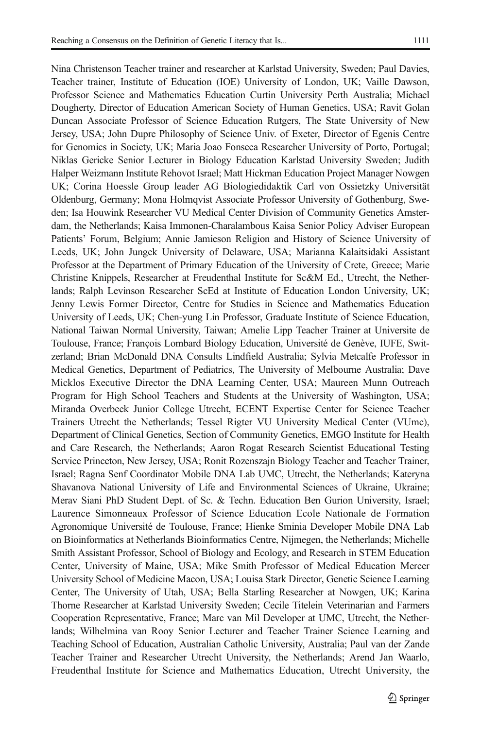Nina Christenson Teacher trainer and researcher at Karlstad University, Sweden; Paul Davies, Teacher trainer, Institute of Education (IOE) University of London, UK; Vaille Dawson, Professor Science and Mathematics Education Curtin University Perth Australia; Michael Dougherty, Director of Education American Society of Human Genetics, USA; Ravit Golan Duncan Associate Professor of Science Education Rutgers, The State University of New Jersey, USA; John Dupre Philosophy of Science Univ. of Exeter, Director of Egenis Centre for Genomics in Society, UK; Maria Joao Fonseca Researcher University of Porto, Portugal; Niklas Gericke Senior Lecturer in Biology Education Karlstad University Sweden; Judith Halper Weizmann Institute Rehovot Israel; Matt Hickman Education Project Manager Nowgen UK; Corina Hoessle Group leader AG Biologiedidaktik Carl von Ossietzky Universität Oldenburg, Germany; Mona Holmqvist Associate Professor University of Gothenburg, Sweden; Isa Houwink Researcher VU Medical Center Division of Community Genetics Amsterdam, the Netherlands; Kaisa Immonen-Charalambous Kaisa Senior Policy Adviser European Patients' Forum, Belgium; Annie Jamieson Religion and History of Science University of Leeds, UK; John Jungck University of Delaware, USA; Marianna Kalaitsidaki Assistant Professor at the Department of Primary Education of the University of Crete, Greece; Marie Christine Knippels, Researcher at Freudenthal Institute for Sc&M Ed., Utrecht, the Netherlands; Ralph Levinson Researcher ScEd at Institute of Education London University, UK; Jenny Lewis Former Director, Centre for Studies in Science and Mathematics Education University of Leeds, UK; Chen-yung Lin Professor, Graduate Institute of Science Education, National Taiwan Normal University, Taiwan; Amelie Lipp Teacher Trainer at Universite de Toulouse, France; François Lombard Biology Education, Université de Genève, IUFE, Switzerland; Brian McDonald DNA Consults Lindfield Australia; Sylvia Metcalfe Professor in Medical Genetics, Department of Pediatrics, The University of Melbourne Australia; Dave Micklos Executive Director the DNA Learning Center, USA; Maureen Munn Outreach Program for High School Teachers and Students at the University of Washington, USA; Miranda Overbeek Junior College Utrecht, ECENT Expertise Center for Science Teacher Trainers Utrecht the Netherlands; Tessel Rigter VU University Medical Center (VUmc), Department of Clinical Genetics, Section of Community Genetics, EMGO Institute for Health and Care Research, the Netherlands; Aaron Rogat Research Scientist Educational Testing Service Princeton, New Jersey, USA; Ronit Rozenszajn Biology Teacher and Teacher Trainer, Israel; Ragna Senf Coordinator Mobile DNA Lab UMC, Utrecht, the Netherlands; Kateryna Shavanova National University of Life and Environmental Sciences of Ukraine, Ukraine; Merav Siani PhD Student Dept. of Sc. & Techn. Education Ben Gurion University, Israel; Laurence Simonneaux Professor of Science Education Ecole Nationale de Formation Agronomique Université de Toulouse, France; Hienke Sminia Developer Mobile DNA Lab on Bioinformatics at Netherlands Bioinformatics Centre, Nijmegen, the Netherlands; Michelle Smith Assistant Professor, School of Biology and Ecology, and Research in STEM Education Center, University of Maine, USA; Mike Smith Professor of Medical Education Mercer University School of Medicine Macon, USA; Louisa Stark Director, Genetic Science Learning Center, The University of Utah, USA; Bella Starling Researcher at Nowgen, UK; Karina Thorne Researcher at Karlstad University Sweden; Cecile Titelein Veterinarian and Farmers Cooperation Representative, France; Marc van Mil Developer at UMC, Utrecht, the Netherlands; Wilhelmina van Rooy Senior Lecturer and Teacher Trainer Science Learning and Teaching School of Education, Australian Catholic University, Australia; Paul van der Zande Teacher Trainer and Researcher Utrecht University, the Netherlands; Arend Jan Waarlo, Freudenthal Institute for Science and Mathematics Education, Utrecht University, the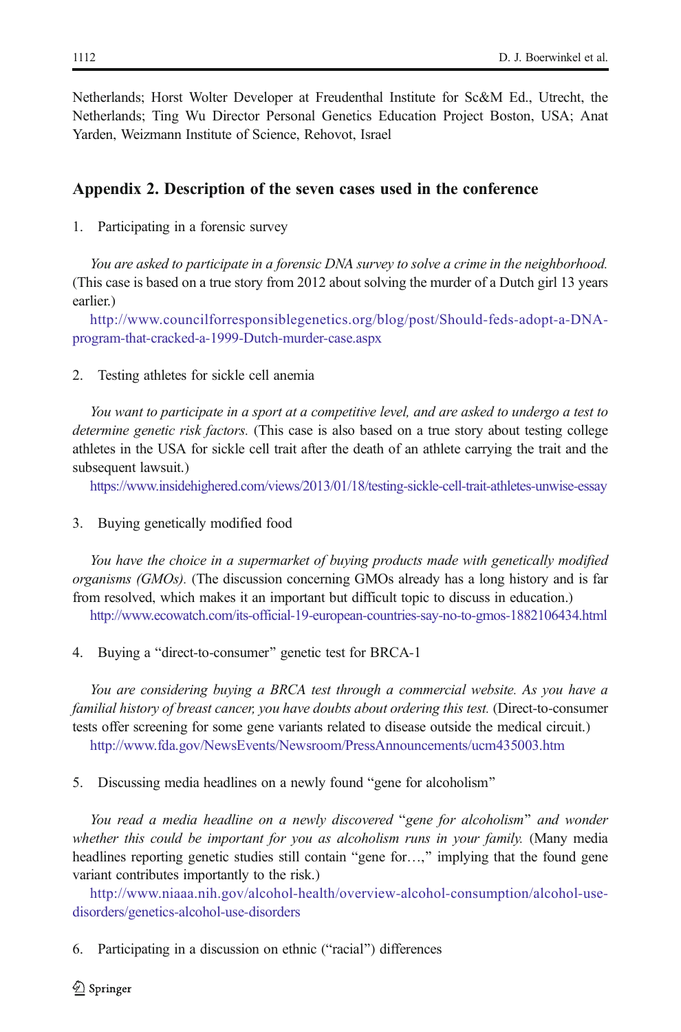Netherlands; Horst Wolter Developer at Freudenthal Institute for Sc&M Ed., Utrecht, the Netherlands; Ting Wu Director Personal Genetics Education Project Boston, USA; Anat Yarden, Weizmann Institute of Science, Rehovot, Israel

## Appendix 2. Description of the seven cases used in the conference

1. Participating in a forensic survey

*You are asked to participate in a forensic DNA survey to solve a crime in the neighborhood.* (This case is based on a true story from 2012 about solving the murder of a Dutch girl 13 years earlier.)

http://www.councilforresponsiblegenetics.org/blog/post/Should-feds-adopt-a-DNA-program-that-cracked-a-1999-Dutch-murder-case.aspx

2. Testing athletes for sickle cell anemia

*You want to participate in a sport at a competitive level, and are asked to undergo a test to determine genetic risk factors.* (This case is also based on a true story about testing college athletes in the USA for sickle cell trait after the death of an athlete carrying the trait and the subsequent lawsuit.)

https://www.insidehighered.com/views/2013/01/18/testing-sickle-cell-trait-athletes-unwise-essay

3. Buying genetically modified food

*You have the choice in a supermarket of buying products made with genetically modified organisms (GMOs).* (The discussion concerning GMOs already has a long history and is far from resolved, which makes it an important but difficult topic to discuss in education.)

http://www.ecowatch.com/its-official-19-european-countries-say-no-to-gmos-1882106434.html

4. Buying a "direct-to-consumer" genetic test for BRCA-1

*You are considering buying a BRCA test through a commercial website. As you have a familial history of breast cancer, you have doubts about ordering this test.* (Direct-to-consumer tests offer screening for some gene variants related to disease outside the medical circuit.)

http://www.fda.gov/NewsEvents/Newsroom/PressAnnouncements/ucm435003.htm

5. Discussing media headlines on a newly found "gene for alcoholism"

*You read a media headline on a newly discovered "gene for alcoholism" and wonder whether this could be important for you as alcoholism runs in your family.* (Many media headlines reporting genetic studies still contain "gene for…," implying that the found gene variant contributes importantly to the risk.)

http://www.niaaa.nih.gov/alcohol-health/overview-alcohol-consumption/alcohol-use-disorders/genetics-alcohol-use-disorders

6. Participating in a discussion on ethnic ("racial") differences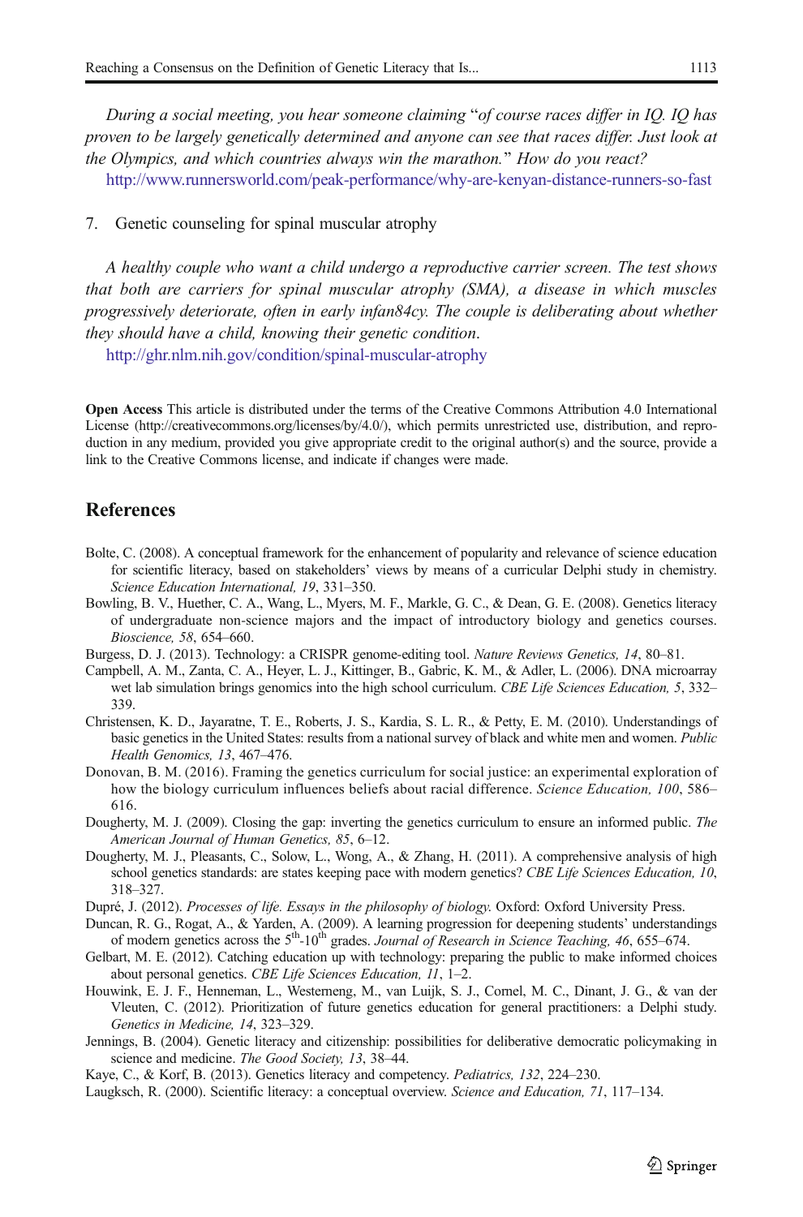*During a social meeting, you hear someone claiming "of course races differ in IQ. IQ has proven to be largely genetically determined and anyone can see that races differ. Just look at the Olympics, and which countries always win the marathon." How do you react?*

http://www.runnersworld.com/peak-performance/why-are-kenyan-distance-runners-so-fast

7. Genetic counseling for spinal muscular atrophy

*A healthy couple who want a child undergo a reproductive carrier screen. The test shows that both are carriers for spinal muscular atrophy (SMA), a disease in which muscles progressively deteriorate, often in early infan84cy. The couple is deliberating about whether they should have a child, knowing their genetic condition.*

http://ghr.nlm.nih.gov/condition/spinal-muscular-atrophy

**Open Access** This article is distributed under the terms of the Creative Commons Attribution 4.0 International License (http://creativecommons.org/licenses/by/4.0/), which permits unrestricted use, distribution, and reproduction in any medium, provided you give appropriate credit to the original author(s) and the source, provide a link to the Creative Commons license, and indicate if changes were made.

## References

Bolte, C. (2008). A conceptual framework for the enhancement of popularity and relevance of science education for scientific literacy, based on stakeholders' views by means of a curricular Delphi study in chemistry. *Science Education International, 19*, 331–350.

Bowling, B. V., Huether, C. A., Wang, L., Myers, M. F., Markle, G. C., & Dean, G. E. (2008). Genetics literacy of undergraduate non-science majors and the impact of introductory biology and genetics courses. *Bioscience, 58*, 654–660.

Burgess, D. J. (2013). Technology: a CRISPR genome-editing tool. *Nature Reviews Genetics, 14*, 80–81.

Campbell, A. M., Zanta, C. A., Heyer, L. J., Kittinger, B., Gabric, K. M., & Adler, L. (2006). DNA microarray wet lab simulation brings genomics into the high school curriculum. *CBE Life Sciences Education, 5*, 332–339.

Christensen, K. D., Jayaratne, T. E., Roberts, J. S., Kardia, S. L. R., & Petty, E. M. (2010). Understandings of basic genetics in the United States: results from a national survey of black and white men and women. *Public Health Genomics, 13*, 467–476.

Donovan, B. M. (2016). Framing the genetics curriculum for social justice: an experimental exploration of how the biology curriculum influences beliefs about racial difference. *Science Education, 100*, 586–616.

Dougherty, M. J. (2009). Closing the gap: inverting the genetics curriculum to ensure an informed public. *The American Journal of Human Genetics, 85*, 6–12.

Dougherty, M. J., Pleasants, C., Solow, L., Wong, A., & Zhang, H. (2011). A comprehensive analysis of high school genetics standards: are states keeping pace with modern genetics? *CBE Life Sciences Education, 10*, 318–327.

Dupré, J. (2012). *Processes of life. Essays in the philosophy of biology*. Oxford: Oxford University Press.

Duncan, R. G., Rogat, A., & Yarden, A. (2009). A learning progression for deepening students' understandings of modern genetics across the 5th-10th grades. *Journal of Research in Science Teaching, 46*, 655–674.

Gelbart, M. E. (2012). Catching education up with technology: preparing the public to make informed choices about personal genetics. *CBE Life Sciences Education, 11*, 1–2.

Houwink, E. J. F., Henneman, L., Westerneng, M., van Luijk, S. J., Cornel, M. C., Dinant, J. G., & van der Vleuten, C. (2012). Prioritization of future genetics education for general practitioners: a Delphi study. *Genetics in Medicine, 14*, 323–329.

Jennings, B. (2004). Genetic literacy and citizenship: possibilities for deliberative democratic policymaking in science and medicine. *The Good Society, 13*, 38–44.

Kaye, C., & Korf, B. (2013). Genetics literacy and competency. *Pediatrics, 132*, 224–230.

Laugksch, R. (2000). Scientific literacy: a conceptual overview. *Science and Education, 71*, 117–134.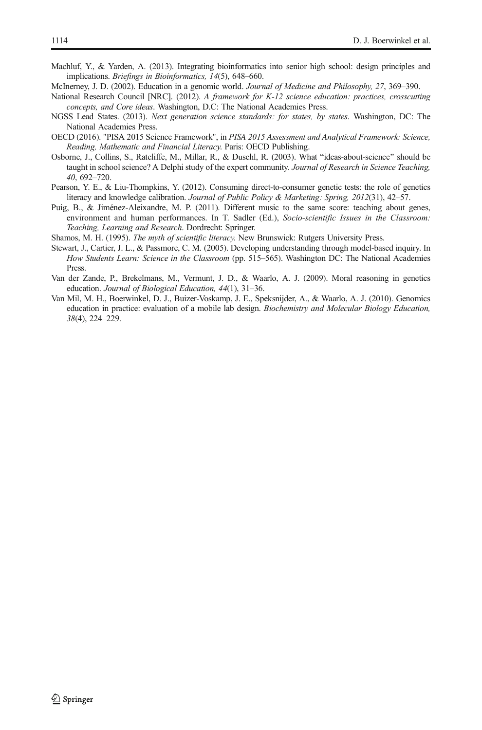Machluf, Y., & Yarden, A. (2013). Integrating bioinformatics into senior high school: design principles and implications. *Briefings in Bioinformatics, 14*(5), 648–660.

McInerney, J. D. (2002). Education in a genomic world. *Journal of Medicine and Philosophy, 27*, 369–390.

National Research Council [NRC]. (2012). *A framework for K-12 science education: practices, crosscutting concepts, and Core ideas*. Washington, D.C: The National Academies Press.

NGSS Lead States. (2013). *Next generation science standards: for states, by states*. Washington, DC: The National Academies Press.

OECD (2016). "PISA 2015 Science Framework", in *PISA 2015 Assessment and Analytical Framework: Science, Reading, Mathematic and Financial Literacy.* Paris: OECD Publishing.

Osborne, J., Collins, S., Ratcliffe, M., Millar, R., & Duschl, R. (2003). What "ideas-about-science" should be taught in school science? A Delphi study of the expert community. *Journal of Research in Science Teaching, 40*, 692–720.

Pearson, Y. E., & Liu-Thompkins, Y. (2012). Consuming direct-to-consumer genetic tests: the role of genetics literacy and knowledge calibration. *Journal of Public Policy & Marketing: Spring, 2012*(31), 42–57.

Puig, B., & Jiménez-Aleixandre, M. P. (2011). Different music to the same score: teaching about genes, environment and human performances. In T. Sadler (Ed.), *Socio-scientific Issues in the Classroom: Teaching, Learning and Research*. Dordrecht: Springer.

Shamos, M. H. (1995). *The myth of scientific literacy.* New Brunswick: Rutgers University Press.

Stewart, J., Cartier, J. L., & Passmore, C. M. (2005). Developing understanding through model-based inquiry. In *How Students Learn: Science in the Classroom* (pp. 515–565). Washington DC: The National Academies Press.

Van der Zande, P., Brekelmans, M., Vermunt, J. D., & Waarlo, A. J. (2009). Moral reasoning in genetics education. *Journal of Biological Education, 44*(1), 31–36.

Van Mil, M. H., Boerwinkel, D. J., Buizer-Voskamp, J. E., Speksnijder, A., & Waarlo, A. J. (2010). Genomics education in practice: evaluation of a mobile lab design. *Biochemistry and Molecular Biology Education, 38*(4), 224–229.